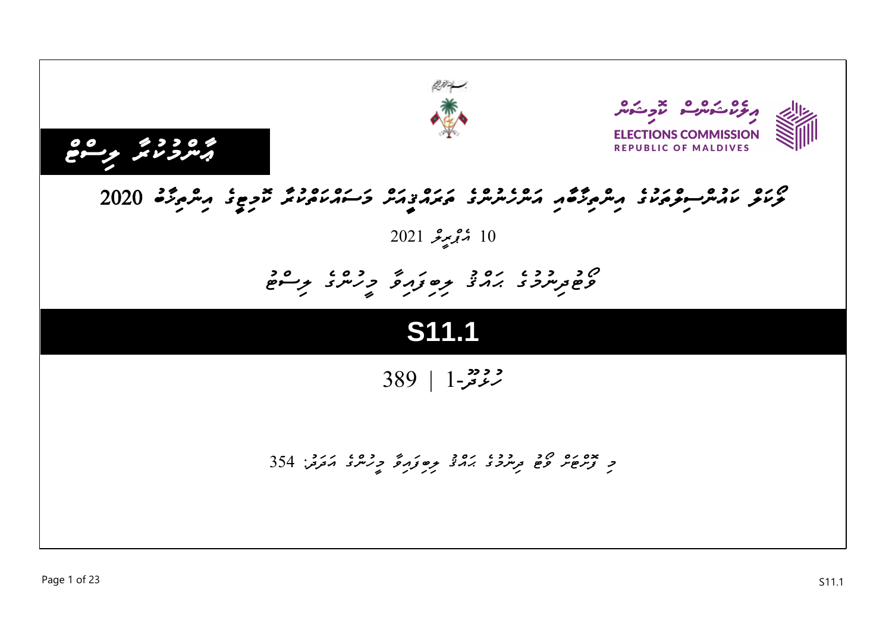ބިސްމިލްލާހިއްރަޙްމާނިއްރަޙީމް

އިލެކްޝަންސް ކޮމިޝަން

ELECTIONS COMMISSION
REPUBLIC OF MALDIVES

އާންމުކުރާ ލިސްޓު

# ލޯކަލް ކައުންސިލްތަކުގެ އިންތިޚާބާއި އަންހެނުންގެ ތަރައްޤީއަށް މަސައްކަތްކުރާ ކޮމިޓީގެ އިންތިޚާބު 2020

10 އޭޕްރިލް 2021

ވޯޓުދިނުމުގެ ޙައްޤު ލިބިފައިވާ މީހުންގެ ލިސްޓު

## S11.1

ހުޅުމާލެ-1 | 389

މި ޞަންދޫޤަށް ވޯޓު ދިނުމުގެ ޙައްޤު ލިބިފައިވާ މީހުންގެ އަދަދު: 354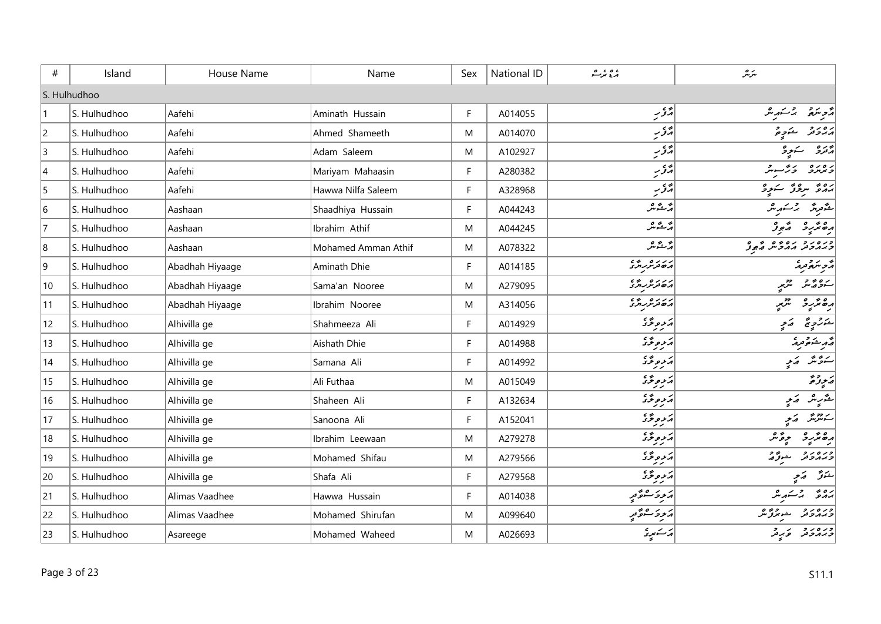| # | Island | House Name | Name | Sex | National ID | ގެއާއި ނަން | ނަން |
|---|---|---|---|---|---|---|---|
| S. Hulhudhoo | | | | | | | |
| 1 | S. Hulhudhoo | Aafehi | Aminath Hussain | F | A014055 | އާފެހި | އާމިނަތު ހުސައިން |
| 2 | S. Hulhudhoo | Aafehi | Ahmed Shameeth | M | A014070 | އާފެހި | އަހުމަދު ޝަމީތު |
| 3 | S. Hulhudhoo | Aafehi | Adam Saleem | M | A102927 | އާފެހި | އާދަމް ސަލީމް |
| 4 | S. Hulhudhoo | Aafehi | Mariyam Mahaasin | F | A280382 | އާފެހި | މަރިޔަމް މަހާސިން |
| 5 | S. Hulhudhoo | Aafehi | Hawwa Nilfa Saleem | F | A328968 | އާފެހި | ހައްވާ ނިލްފާ ސަލީމް |
| 6 | S. Hulhudhoo | Aashaan | Shaadhiya Hussain | F | A044243 | އާޝާން | ޝާދިޔާ ހުސައިން |
| 7 | S. Hulhudhoo | Aashaan | Ibrahim Athif | M | A044245 | އާޝާން | އިބްރާހިމް އާތިފް |
| 8 | S. Hulhudhoo | Aashaan | Mohamed Amman Athif | M | A078322 | އާޝާން | މުހައްމަދު އައްމާން އާތިފް |
| 9 | S. Hulhudhoo | Abadhah Hiyaage | Aminath Dhie | F | A014185 | އަބަދަހްހިޔާގެ | އާމިނަތުދިއީ |
| 10 | S. Hulhudhoo | Abadhah Hiyaage | Sama'an Nooree | M | A279095 | އަބަދަހްހިޔާގެ | ސަމާއަން ނޫރީ |
| 11 | S. Hulhudhoo | Abadhah Hiyaage | Ibrahim Nooree | M | A314056 | އަބަދަހްހިޔާގެ | އިބްރާހިމް ނޫރީ |
| 12 | S. Hulhudhoo | Alhivilla ge | Shahmeeza Ali | F | A014929 | އަޅިވިލާގެ | ޝަހުމީޒާ އަލި |
| 13 | S. Hulhudhoo | Alhivilla ge | Aishath Dhie | F | A014988 | އަޅިވިލާގެ | އާއިޝަތުދިއީ |
| 14 | S. Hulhudhoo | Alhivilla ge | Samana Ali | F | A014992 | އަޅިވިލާގެ | ސަމާނާ އަލި |
| 15 | S. Hulhudhoo | Alhivilla ge | Ali Futhaa | M | A015049 | އަޅިވިލާގެ | އަލިފުތާ |
| 16 | S. Hulhudhoo | Alhivilla ge | Shaheen Ali | F | A132634 | އަޅިވިލާގެ | ޝާހީން އަލި |
| 17 | S. Hulhudhoo | Alhivilla ge | Sanoona Ali | F | A152041 | އަޅިވިލާގެ | ސަނޫނާ އަލި |
| 18 | S. Hulhudhoo | Alhivilla ge | Ibrahim Leewaan | M | A279278 | އަޅިވިލާގެ | އިބްރާހިމް ލީވާން |
| 19 | S. Hulhudhoo | Alhivilla ge | Mohamed Shifau | M | A279566 | އަޅިވިލާގެ | މުހައްމަދު ޝިފާއު |
| 20 | S. Hulhudhoo | Alhivilla ge | Shafa Ali | F | A279568 | އަޅިވިލާގެ | ޝަފާ އަލި |
| 21 | S. Hulhudhoo | Alimas Vaadhee | Hawwa Hussain | F | A014038 | އަލިމަސްވާދީ | ހައްވާ ހުސައިން |
| 22 | S. Hulhudhoo | Alimas Vaadhee | Mohamed Shirufan | M | A099640 | އަލިމަސްވާދީ | މުހައްމަދު ޝިރުފާން |
| 23 | S. Hulhudhoo | Asareege | Mohamed Waheed | M | A026693 | އަސަރީގެ | މުހައްމަދު ވަހީދު |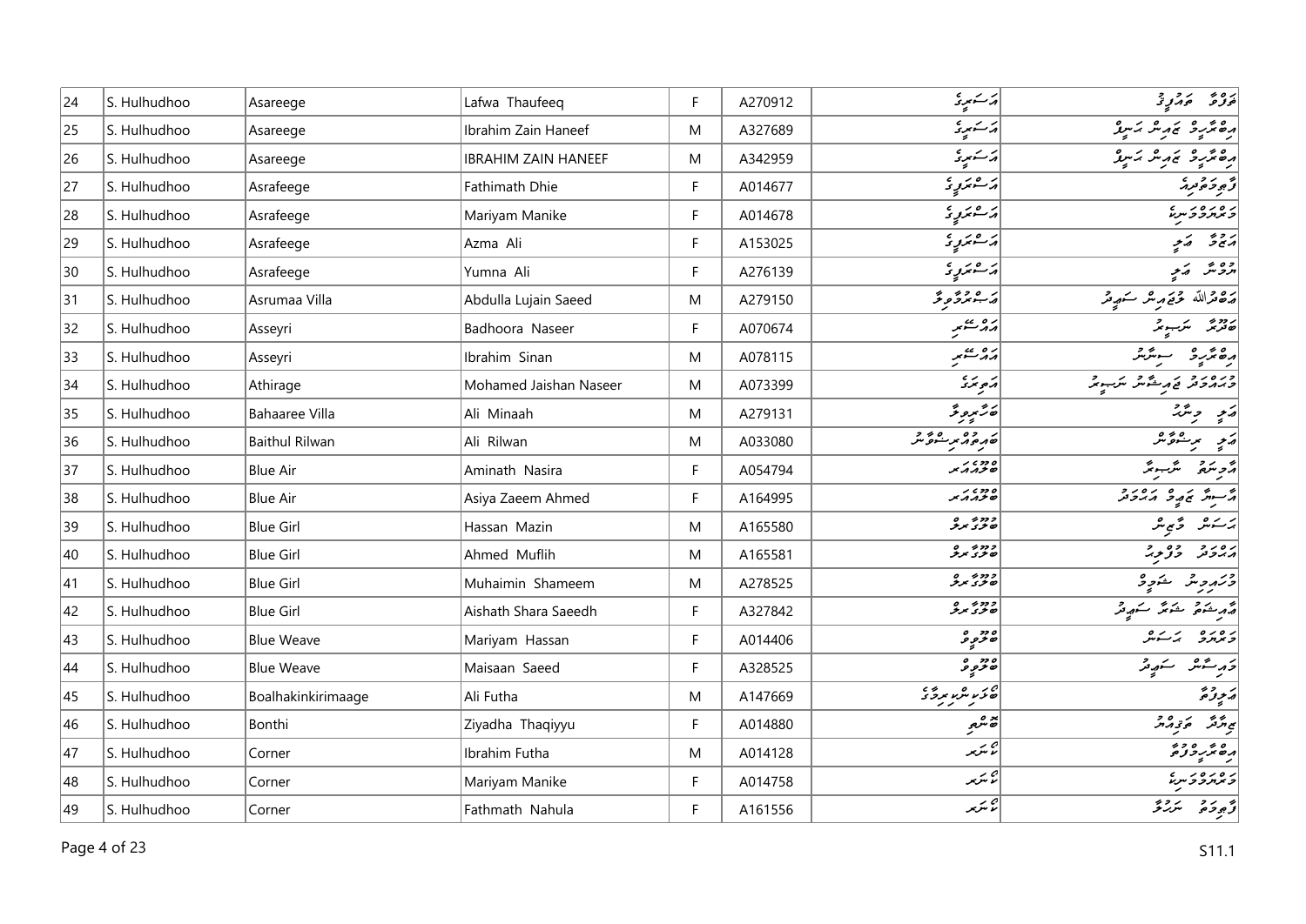| 24 | S. Hulhudhoo | Asareege | Lafwa Thaufeeq | F | A270912 | އަސަރީގެ | ލަފްވާ ތައުފީޤު |
|---|---|---|---|---|---|---|---|
| 25 | S. Hulhudhoo | Asareege | Ibrahim Zain Haneef | M | A327689 | އަސަރީގެ | އިބްރާހީމް ޒައިން ހަނީފް |
| 26 | S. Hulhudhoo | Asareege | IBRAHIM ZAIN HANEEF | M | A342959 | އަސަރީގެ | އިބްރާހީމް ޒައިން ހަނީފް |
| 27 | S. Hulhudhoo | Asrafeege | Fathimath Dhie | F | A014677 | އަސްރަފީގެ | ފާތިމަތުދިއެ |
| 28 | S. Hulhudhoo | Asrafeege | Mariyam Manike | F | A014678 | އަސްރަފީގެ | މަރިޔަމްމަނިކެ |
| 29 | S. Hulhudhoo | Asrafeege | Azma Ali | F | A153025 | އަސްރަފީގެ | އަޒްމާ އަލި |
| 30 | S. Hulhudhoo | Asrafeege | Yumna Ali | F | A276139 | އަސްރަފީގެ | ޔުމްނާ އަލި |
| 31 | S. Hulhudhoo | Asrumaa Villa | Abdulla Lujain Saeed | M | A279150 | އަސްރުމާވިލާ | އަބްދުﷲ ލުޖައިން ސަޢީދު |
| 32 | S. Hulhudhoo | Asseyri | Badhoora Naseer | F | A070674 | އައްސޭރި | ބަދޫރާ ނަސީރު |
| 33 | S. Hulhudhoo | Asseyri | Ibrahim Sinan | M | A078115 | އައްސޭރި | އިބްރާހީމް ސިނާން |
| 34 | S. Hulhudhoo | Athirage | Mohamed Jaishan Naseer | M | A073399 | އަތިރަގެ | މުހައްމަދު ޖައިޝާން ނަސީރު |
| 35 | S. Hulhudhoo | Bahaaree Villa | Ali Minaah | M | A279131 | ބަހާރީވިލާ | އަލި މިނާހު |
| 36 | S. Hulhudhoo | Baithul Rilwan | Ali Rilwan | M | A033080 | ބައިތުއްރިލްވާން | އަލި ރިލްވާން |
| 37 | S. Hulhudhoo | Blue Air | Aminath Nasira | F | A054794 | ބްލޫއެއަރ | އާމިނަތު ނާސިރާ |
| 38 | S. Hulhudhoo | Blue Air | Asiya Zaeem Ahmed | F | A164995 | ބްލޫއެއަރ | އާސިޔާ ޒަޢީމް އަހްމަދު |
| 39 | S. Hulhudhoo | Blue Girl | Hassan Mazin | M | A165580 | ބްލޫގާލް | ހަސަން މާޒިން |
| 40 | S. Hulhudhoo | Blue Girl | Ahmed Muflih | M | A165581 | ބްލޫގާލް | އަހުމަދު މުފްލިހު |
| 41 | S. Hulhudhoo | Blue Girl | Muhaimin Shameem | M | A278525 | ބްލޫގާލް | މުހައިމިން ޝަމީމް |
| 42 | S. Hulhudhoo | Blue Girl | Aishath Shara Saeedh | F | A327842 | ބްލޫގާލް | އާއިޝަތު ޝަރާ ސައީދު |
| 43 | S. Hulhudhoo | Blue Weave | Mariyam Hassan | F | A014406 | ބްލޫވީވް | މަރިޔަމް ހަސަން |
| 44 | S. Hulhudhoo | Blue Weave | Maisaan Saeed | F | A328525 | ބްލޫވީވް | މައިސާން ސަޢީދު |
| 45 | S. Hulhudhoo | Boalhakinkirimaage | Ali Futha | M | A147669 | ބޮޅަކިންކިރިމާގެ | އަލިފުތާ |
| 46 | S. Hulhudhoo | Bonthi | Ziyadha Thaqiyyu | F | A014880 | ބޮންތި | ޒިޔާދާ ތަޤިއްޔު |
| 47 | S. Hulhudhoo | Corner | Ibrahim Futha | M | A014128 | ކޯނަރ | އިބްރާހީމްފުތާ |
| 48 | S. Hulhudhoo | Corner | Mariyam Manike | F | A014758 | ކޯނަރ | މަރިޔަމްމަނިކެ |
| 49 | S. Hulhudhoo | Corner | Fathmath Nahula | F | A161556 | ކޯނަރ | ފާތިމަތު ނަހުލާ |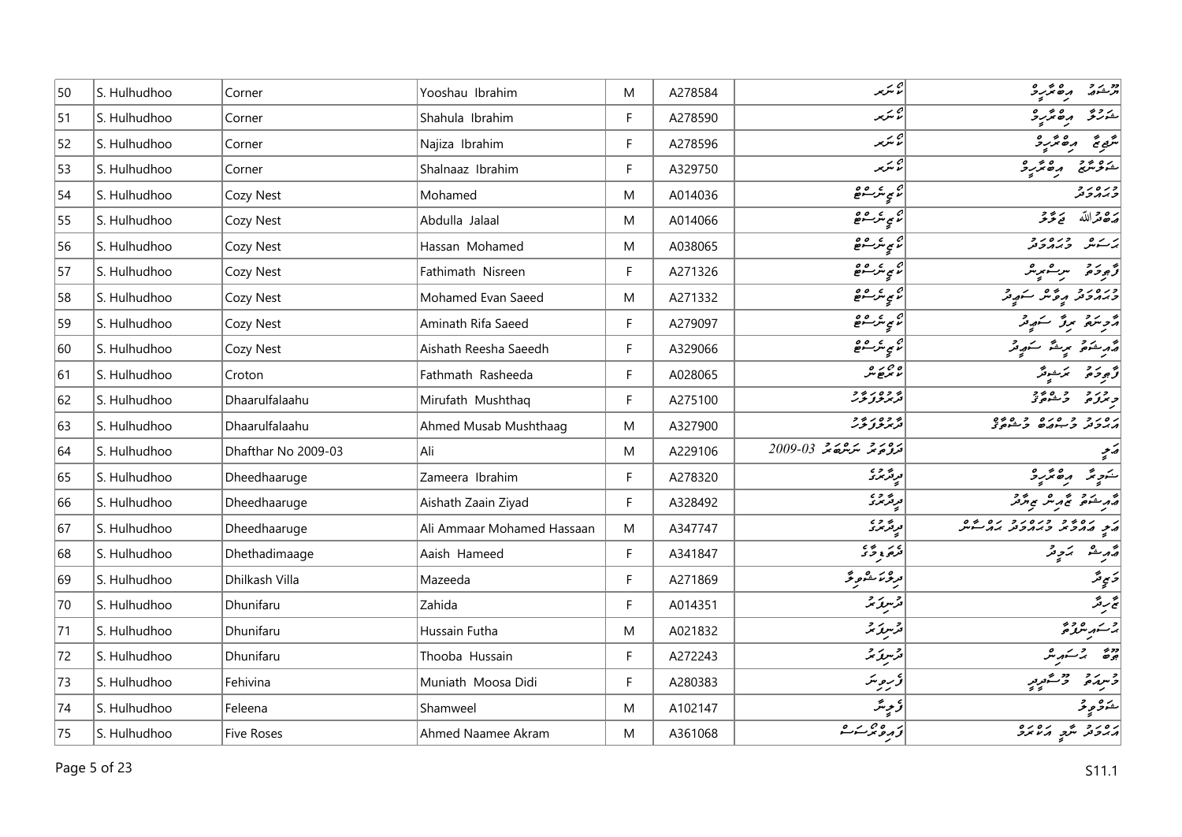| 50 | S. Hulhudhoo | Corner | Yooshau Ibrahim | M | A278584 | ކޯނަރ | ޔޫޝައު އިބްރާހީމް |
|---|---|---|---|---|---|---|---|
| 51 | S. Hulhudhoo | Corner | Shahula Ibrahim | F | A278590 | ކޯނަރ | ޝަހުލާ އިބްރާހީމް |
| 52 | S. Hulhudhoo | Corner | Najiza Ibrahim | F | A278596 | ކޯނަރ | ނާޖިޒާ އިބްރާހީމް |
| 53 | S. Hulhudhoo | Corner | Shalnaaz Ibrahim | F | A329750 | ކޯނަރ | ޝަލްނާޒް އިބްރާހީމް |
| 54 | S. Hulhudhoo | Cozy Nest | Mohamed | M | A014036 | ކޯޒީނެސްޓް | މުޙައްމަދު |
| 55 | S. Hulhudhoo | Cozy Nest | Abdulla Jalaal | M | A014066 | ކޯޒީނެސްޓް | އަބްދުﷲ ޖަލާލް |
| 56 | S. Hulhudhoo | Cozy Nest | Hassan Mohamed | M | A038065 | ކޯޒީނެސްޓް | ޙަސަން މުޙައްމަދު |
| 57 | S. Hulhudhoo | Cozy Nest | Fathimath Nisreen | F | A271326 | ކޯޒީނެސްޓް | ފާތިމަތު ނިސްރީން |
| 58 | S. Hulhudhoo | Cozy Nest | Mohamed Evan Saeed | M | A271332 | ކޯޒީނެސްޓް | މުޙައްމަދު އީވާން ސައީދު |
| 59 | S. Hulhudhoo | Cozy Nest | Aminath Rifa Saeed | F | A279097 | ކޯޒީނެސްޓް | އާމިނަތު ރިފާ ސައީދު |
| 60 | S. Hulhudhoo | Cozy Nest | Aishath Reesha Saeedh | F | A329066 | ކޯޒީނެސްޓް | އައިށަތު ރީޝާ ސައީދު |
| 61 | S. Hulhudhoo | Croton | Fathmath Rasheeda | F | A028065 | ކްރޯޓަން | ފާތިމަތު ރަޝީދާ |
| 62 | S. Hulhudhoo | Dhaarulfalaahu | Mirufath Mushthaq | F | A275100 | ދާރުލްފަލާހު | މިރުފަތު މުޝްތާޤު |
| 63 | S. Hulhudhoo | Dhaarulfalaahu | Ahmed Musab Mushthaag | M | A327900 | ދާރުލްފަލާހު | އަޙްމަދު މުސްޢަބް މުޝްތާގު |
| 64 | S. Hulhudhoo | Dhafthar No 2009-03 | Ali | M | A229106 | ދަފްތަރު ނަންބަރު 03-2009 | އަލި |
| 65 | S. Hulhudhoo | Dheedhaaruge | Zameera Ibrahim | F | A278320 | ދީދާރުގެ | ޒަމީރާ އިބްރާހީމް |
| 66 | S. Hulhudhoo | Dheedhaaruge | Aishath Zaain Ziyad | F | A328492 | ދީދާރުގެ | އައިށަތު ޒާއިން ޒިޔާދު |
| 67 | S. Hulhudhoo | Dheedhaaruge | Ali Ammaar Mohamed Hassaan | M | A347747 | ދީދާރުގެ | އަލި އައްމާރު މުޙައްމަދު ޙައްސާން |
| 68 | S. Hulhudhoo | Dhethadimaage | Aaish Hameed | F | A341847 | ދެތަދިމާގެ | އާއިޝް ހަމީދު |
| 69 | S. Hulhudhoo | Dhilkash Villa | Mazeeda | F | A271869 | ދިލްކަޝްވިލާ | މަޒީދާ |
| 70 | S. Hulhudhoo | Dhunifaru | Zahida | F | A014351 | ދުނިފަރު | ޒާހިދާ |
| 71 | S. Hulhudhoo | Dhunifaru | Hussain Futha | M | A021832 | ދުނިފަރު | ހުސައިންފުތާ |
| 72 | S. Hulhudhoo | Dhunifaru | Thooba Hussain | F | A272243 | ދުނިފަރު | ޠޫބާ ހުސައިން |
| 73 | S. Hulhudhoo | Fehivina | Muniath Moosa Didi | F | A280383 | ފެހިވިނަ | މުނިއަތު މޫސާދީދީ |
| 74 | S. Hulhudhoo | Feleena | Shamweel | M | A102147 | ފެލީނާ | ޝަމްވީލު |
| 75 | S. Hulhudhoo | Five Roses | Ahmed Naamee Akram | M | A361068 | ފައިވްރޯސަސް | އަޙްމަދު ނާމީ އަކްރަމް |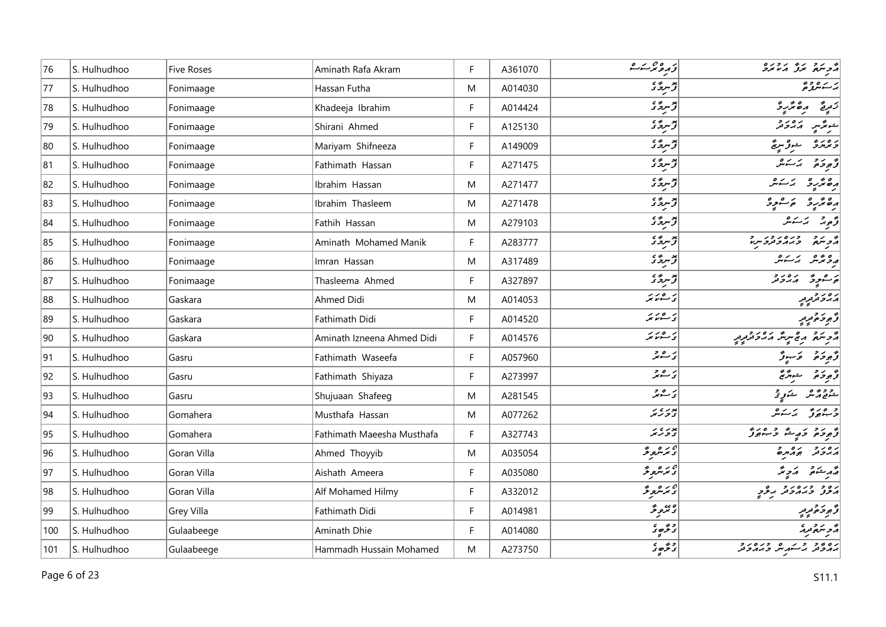| 76 | S. Hulhudhoo | Five Roses | Aminath Rafa Akram | F | A361070 | ފައިވްރޯސަސް | އާމިނަތު ރަފާ އަކްރަމް |
|---|---|---|---|---|---|---|---|
| 77 | S. Hulhudhoo | Fonimaage | Hassan Futha | M | A014030 | ފޮނިމާގެ | ހަސަންފުތާ |
| 78 | S. Hulhudhoo | Fonimaage | Khadeeja Ibrahim | F | A014424 | ފޮނިމާގެ | ޚަދީޖާ އިބްރާހީމް |
| 79 | S. Hulhudhoo | Fonimaage | Shirani Ahmed | F | A125130 | ފޮނިމާގެ | ޝިރާނީ އަޙްމަދު |
| 80 | S. Hulhudhoo | Fonimaage | Mariyam Shifneeza | F | A149009 | ފޮނިމާގެ | މަރިޔަމް ޝިފްނީޒާ |
| 81 | S. Hulhudhoo | Fonimaage | Fathimath Hassan | F | A271475 | ފޮނިމާގެ | ފާތިމަތު ހަސަން |
| 82 | S. Hulhudhoo | Fonimaage | Ibrahim Hassan | M | A271477 | ފޮނިމާގެ | އިބްރާހީމް ހަސަން |
| 83 | S. Hulhudhoo | Fonimaage | Ibrahim Thasleem | M | A271478 | ފޮނިމާގެ | އިބްރާހީމް ތަސްލީމް |
| 84 | S. Hulhudhoo | Fonimaage | Fathih Hassan | M | A279103 | ފޮނިމާގެ | ފާތިހު ހަސަން |
| 85 | S. Hulhudhoo | Fonimaage | Aminath Mohamed Manik | F | A283777 | ފޮނިމާގެ | އާމިނަތު މުޙައްމަދުމަނިކު |
| 86 | S. Hulhudhoo | Fonimaage | Imran Hassan | M | A317489 | ފޮނިމާގެ | އިމްރާން ހަސަން |
| 87 | S. Hulhudhoo | Fonimaage | Thasleema Ahmed | F | A327897 | ފޮނިމާގެ | ތަސްލީމާ އަޙްމަދު |
| 88 | S. Hulhudhoo | Gaskara | Ahmed Didi | M | A014053 | ގަސްކަރަ | އަޙްމަދުދީދީ |
| 89 | S. Hulhudhoo | Gaskara | Fathimath Didi | F | A014520 | ގަސްކަރަ | ފާތިމަތުދީދީ |
| 90 | S. Hulhudhoo | Gaskara | Aminath Izneena Ahmed Didi | F | A014576 | ގަސްކަރަ | އާމިނަތު އިޒްނީނާ އަޙްމަދުދީދީ |
| 91 | S. Hulhudhoo | Gasru | Fathimath Waseefa | F | A057960 | ގަސްރު | ފާތިމަތު ވަސީފާ |
| 92 | S. Hulhudhoo | Gasru | Fathimath Shiyaza | F | A273997 | ގަސްރު | ފާތިމަތު ޝިޔާޒާ |
| 93 | S. Hulhudhoo | Gasru | Shujuaan Shafeeg | M | A281545 | ގަސްރު | ޝުޖުއާން ޝަފީޤު |
| 94 | S. Hulhudhoo | Gomahera | Musthafa Hassan | M | A077262 | ގޯމަހެރަ | މުސްތަފާ ހަސަން |
| 95 | S. Hulhudhoo | Gomahera | Fathimath Maeesha Musthafa | F | A327743 | ގޯމަހެރަ | ފާތިމަތު މައީޝާ މުސްތަފާ |
| 96 | S. Hulhudhoo | Goran Villa | Ahmed Thoyyib | M | A035054 | ގޯރަންވިލާ | އަޙްމަދު ތޮއްޔިބު |
| 97 | S. Hulhudhoo | Goran Villa | Aishath Ameera | F | A035080 | ގޯރަންވިލާ | އާއިޝަތު އަމީރާ |
| 98 | S. Hulhudhoo | Goran Villa | Alf Mohamed Hilmy | F | A332012 | ގޯރަންވިލާ | އަލްފު މުޙައްމަދު ހިލްމީ |
| 99 | S. Hulhudhoo | Grey Villa | Fathimath Didi | F | A014981 | ގުރޭވިލާ | ފާތިމަތުދީދީ |
| 100 | S. Hulhudhoo | Gulaabeege | Aminath Dhie | F | A014080 | ގުލާބީގެ | އާމިނަތުދިއެ |
| 101 | S. Hulhudhoo | Gulaabeege | Hammadh Hussain Mohamed | M | A273750 | ގުލާބީގެ | ހައްމާދު ހުސައިން މުޙައްމަދު |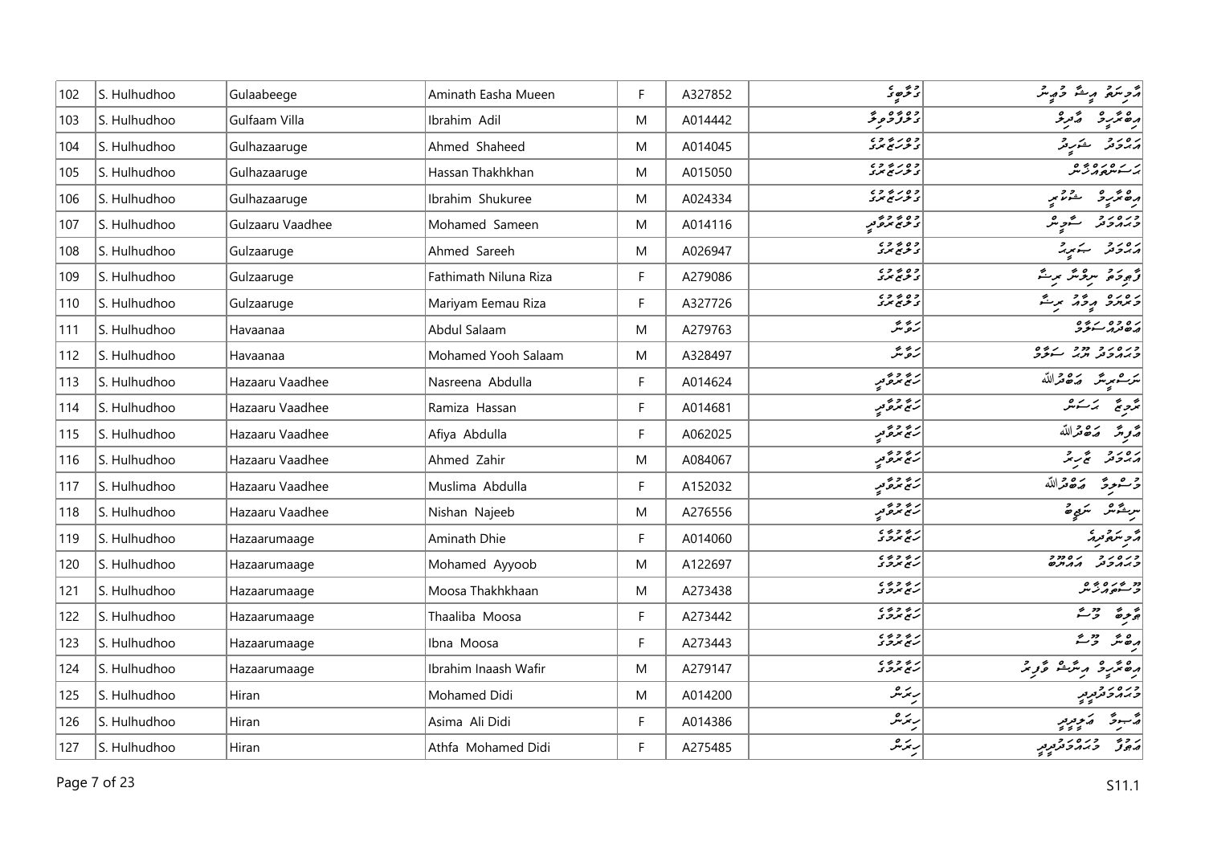| 102 | S. Hulhudhoo | Gulaabeege | Aminath Easha Mueen | F | A327852 | މުލާބީގެ | އާމިނަތު އީޝާ މުޢީން |
|---|---|---|---|---|---|---|---|
| 103 | S. Hulhudhoo | Gulfaam Villa | Ibrahim Adil | M | A014442 | ގުލްފާމްވިލާ | އިބްރާހިމް އާދިލް |
| 104 | S. Hulhudhoo | Gulhazaaruge | Ahmed Shaheed | M | A014045 | ގުޅަޒާރުގެ | އަޙްމަދު ޝަހީދު |
| 105 | S. Hulhudhoo | Gulhazaaruge | Hassan Thakhkhan | M | A015050 | ގުޅަޒާރުގެ | ހަސަން ތައްޚާން |
| 106 | S. Hulhudhoo | Gulhazaaruge | Ibrahim Shukuree | M | A024334 | ގުޅަޒާރުގެ | އިބްރާހީމް ޝުކޫރީ |
| 107 | S. Hulhudhoo | Gulzaaru Vaadhee | Mohamed Sameen | M | A014116 | ގުލްޒާރުވާދީ | މުޙައްމަދު ސަމީން |
| 108 | S. Hulhudhoo | Gulzaaruge | Ahmed Sareeh | M | A026947 | ގުލްޒާރުގެ | އަޙްމަދު ސަރީޙު |
| 109 | S. Hulhudhoo | Gulzaaruge | Fathimath Niluna Riza | F | A279086 | ގުލްޒާރުގެ | ފާތިމަތު ނިލުނާ ރިޒާ |
| 110 | S. Hulhudhoo | Gulzaaruge | Mariyam Eemau Riza | F | A327726 | ގުލްޒާރުގެ | މަރިޔަމް އީމާއު ރިޒާ |
| 111 | S. Hulhudhoo | Havaanaa | Abdul Salaam | M | A279763 | ހަވާނާ | އަބްދުއްސަލާމް |
| 112 | S. Hulhudhoo | Havaanaa | Mohamed Yooh Salaam | M | A328497 | ހަވާނާ | މުޙައްމަދު ޔޫހު ސަލާމް |
| 113 | S. Hulhudhoo | Hazaaru Vaadhee | Nasreena Abdulla | F | A014624 | ހަޒާރުވާދީ | ނަސްރީނާ އަބްދުﷲ |
| 114 | S. Hulhudhoo | Hazaaru Vaadhee | Ramiza Hassan | F | A014681 | ހަޒާރުވާދީ | ރާމިޒާ ހަސަން |
| 115 | S. Hulhudhoo | Hazaaru Vaadhee | Afiya Abdulla | F | A062025 | ހަޒާރުވާދީ | އާފިޔާ އަބްދުﷲ |
| 116 | S. Hulhudhoo | Hazaaru Vaadhee | Ahmed Zahir | M | A084067 | ހަޒާރުވާދީ | އަޙްމަދު ޒާހިރު |
| 117 | S. Hulhudhoo | Hazaaru Vaadhee | Muslima Abdulla | F | A152032 | ހަޒާރުވާދީ | މުސްލިމާ އަބްދުﷲ |
| 118 | S. Hulhudhoo | Hazaaru Vaadhee | Nishan Najeeb | M | A276556 | ހަޒާރުވާދީ | ނިޝާން ނަޖީބު |
| 119 | S. Hulhudhoo | Hazaarumaage | Aminath Dhie | F | A014060 | ހަޒާރުމާގެ | އާމިނަތުދިއެ |
| 120 | S. Hulhudhoo | Hazaarumaage | Mohamed Ayyoob | M | A122697 | ހަޒާރުމާގެ | މުޙައްމަދު އައްޔޫބު |
| 121 | S. Hulhudhoo | Hazaarumaage | Moosa Thakhkhaan | M | A273438 | ހަޒާރުމާގެ | މޫސަތައްޚާން |
| 122 | S. Hulhudhoo | Hazaarumaage | Thaaliba Moosa | F | A273442 | ހަޒާރުމާގެ | ޘާލިބާ މޫސާ |
| 123 | S. Hulhudhoo | Hazaarumaage | Ibna Moosa | F | A273443 | ހަޒާރުމާގެ | އިބްނާ މޫސާ |
| 124 | S. Hulhudhoo | Hazaarumaage | Ibrahim Inaash Wafir | M | A279147 | ހަޒާރުމާގެ | އިބްރާހީމް އިނާޝް ވާފިރު |
| 125 | S. Hulhudhoo | Hiran | Mohamed Didi | M | A014200 | ހިރަން | މުޙައްމަދުދީދީ |
| 126 | S. Hulhudhoo | Hiran | Asima Ali Didi | F | A014386 | ހިރަން | އާސިމާ އަލިދީދީ |
| 127 | S. Hulhudhoo | Hiran | Athfa Mohamed Didi | F | A275485 | ހިރަން | އަތުފާ މުޙައްމަދުދީދީ |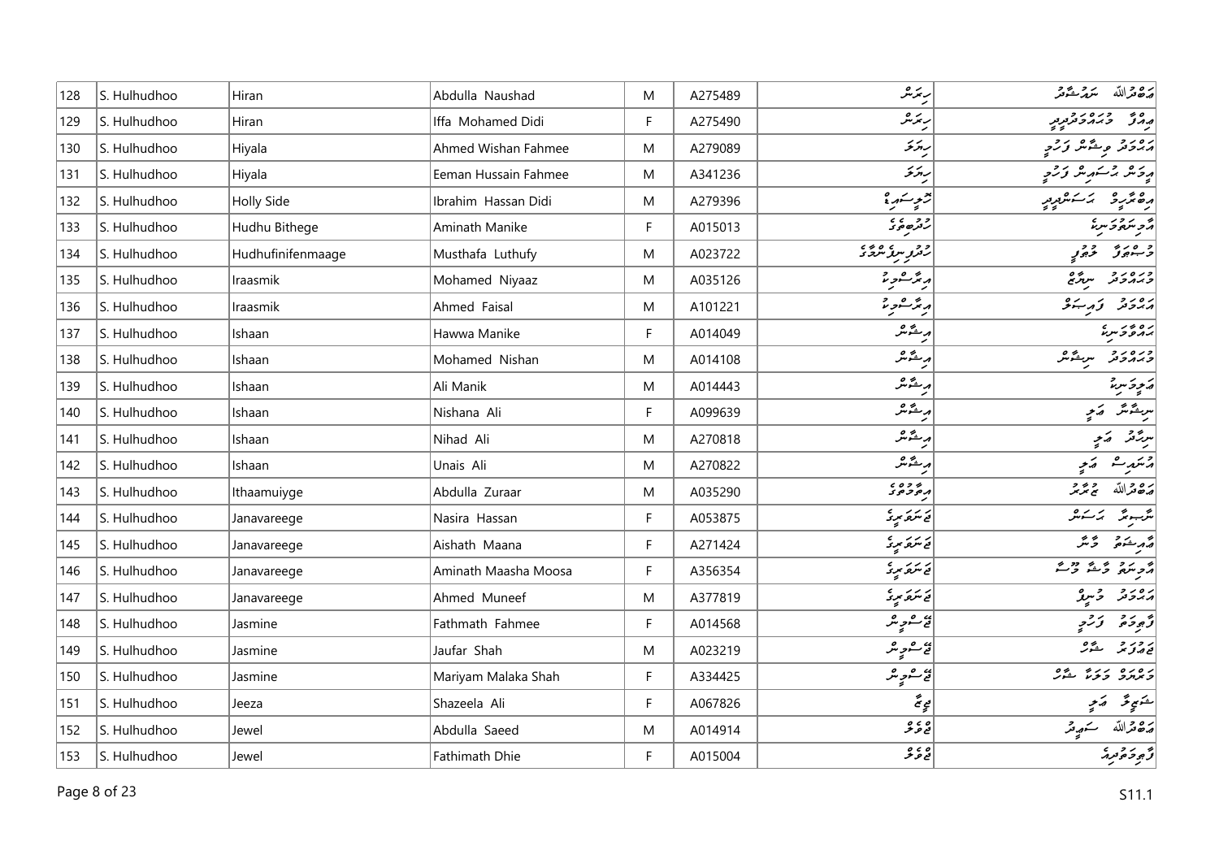| 128 | S. Hulhudhoo | Hiran | Abdulla Naushad | M | A275489 | رِبَرَسْ | رَەُدْاللّٰہ سَرَدْشَرَدْ |
|---|---|---|---|---|---|---|---|
| 129 | S. Hulhudhoo | Hiran | Iffa Mohamed Didi | F | A275490 | رِبَرَسْ | وِرْوَّ وُبَرَرُوَدْبِرِبِرِ |
| 130 | S. Hulhudhoo | Hiyala | Ahmed Wishan Fahmee | M | A279089 | رِبَرَّوَ | رَرْوَدْ وِشَرْ وَرْوِ |
| 131 | S. Hulhudhoo | Hiyala | Eeman Hussain Fahmee | M | A341236 | رِبَرَّوَ | وِوَسْ بُرْسَمِرْ وَرْوِ |
| 132 | S. Hulhudhoo | Holly Side | Ibrahim Hassan Didi | M | A279396 | رُّوِسَہِ | وِرْھُبَرِوْ بَرْسَرْسْبِرِبِرِ |
| 133 | S. Hulhudhoo | Hudhu Bithege | Aminath Manike | F | A015013 | رُدُرْھِوِءِ | وُّوِسَھُوَسِرِ |
| 134 | S. Hulhudhoo | Hudhufinifenmaage | Musthafa Luthufy | M | A023722 | رُدُرْوِسِرُشْرُدُوِ | وُسْرُوَّ وُرْوِ |
| 135 | S. Hulhudhoo | Iraasmik | Mohamed Niyaaz | M | A035126 | وِبَرَّسْوِرِ | وُبَرُرُوَدْ سِرَّرْ |
| 136 | S. Hulhudhoo | Iraasmik | Ahmed Faisal | M | A101221 | وِبَرَّسْوِرِ | رَرْوَدْ وَرِسَوْ |
| 137 | S. Hulhudhoo | Ishaan | Hawwa Manike | F | A014049 | وِشَسْ | بَرُوْوَسِرِ |
| 138 | S. Hulhudhoo | Ishaan | Mohamed Nishan | M | A014108 | وِشَسْ | وُبَرُرُوَدْ سِشَسْ |
| 139 | S. Hulhudhoo | Ishaan | Ali Manik | M | A014443 | وِشَسْ | رَمِوَسِرْ |
| 140 | S. Hulhudhoo | Ishaan | Nishana Ali | F | A099639 | وِشَسْ | سِشَسَّ رَمِ |
| 141 | S. Hulhudhoo | Ishaan | Nihad Ali | M | A270818 | وِشَسْ | سِرَّدْ رَمِ |
| 142 | S. Hulhudhoo | Ishaan | Unais Ali | M | A270822 | وِشَسْ | رُسَرِسْ رَمِ |
| 143 | S. Hulhudhoo | Ithaamuiyge | Abdulla Zuraar | M | A035290 | وِھُوَرْوِءِ | رَەُدْاللّٰہ تُبَرَّرْ |
| 144 | S. Hulhudhoo | Janavareege | Nasira Hassan | F | A053875 | تَسَرَوَبِرِءِ | سَّسِبَرَّ بَرَسَسْ |
| 145 | S. Hulhudhoo | Janavareege | Aishath Maana | F | A271424 | تَسَرَوَبِرِءِ | رَمِشَوْ وَّسَّ |
| 146 | S. Hulhudhoo | Janavareege | Aminath Maasha Moosa | F | A356354 | تَسَرَوَبِرِءِ | وُّوِسَھُ وَّشَّ وُسَّ |
| 147 | S. Hulhudhoo | Janavareege | Ahmed Muneef | M | A377819 | تَسَرَوَبِرِءِ | رَرْوَدْ وُسِرْ |
| 148 | S. Hulhudhoo | Jasmine | Fathmath Fahmee | F | A014568 | تَسْوِسْ | وُّوِوَھُ وَرْوِ |
| 149 | S. Hulhudhoo | Jasmine | Jaufar Shah | M | A023219 | تَسْوِسْ | تَرُوَبَرْ شَرْ |
| 150 | S. Hulhudhoo | Jasmine | Mariyam Malaka Shah | F | A334425 | تَسْوِسْ | وَبَرْرَوْ وَوَرَ شَرْ |
| 151 | S. Hulhudhoo | Jeeza | Shazeela Ali | F | A067826 | تِرِتَّ | شَرِوَّ رَمِ |
| 152 | S. Hulhudhoo | Jewel | Abdulla Saeed | M | A014914 | تِوِوْ | رَەُدْاللّٰہ سَرِرْ |
| 153 | S. Hulhudhoo | Jewel | Fathimath Dhie | F | A015004 | تِوِوْ | وُّوِوَھُدْرِ |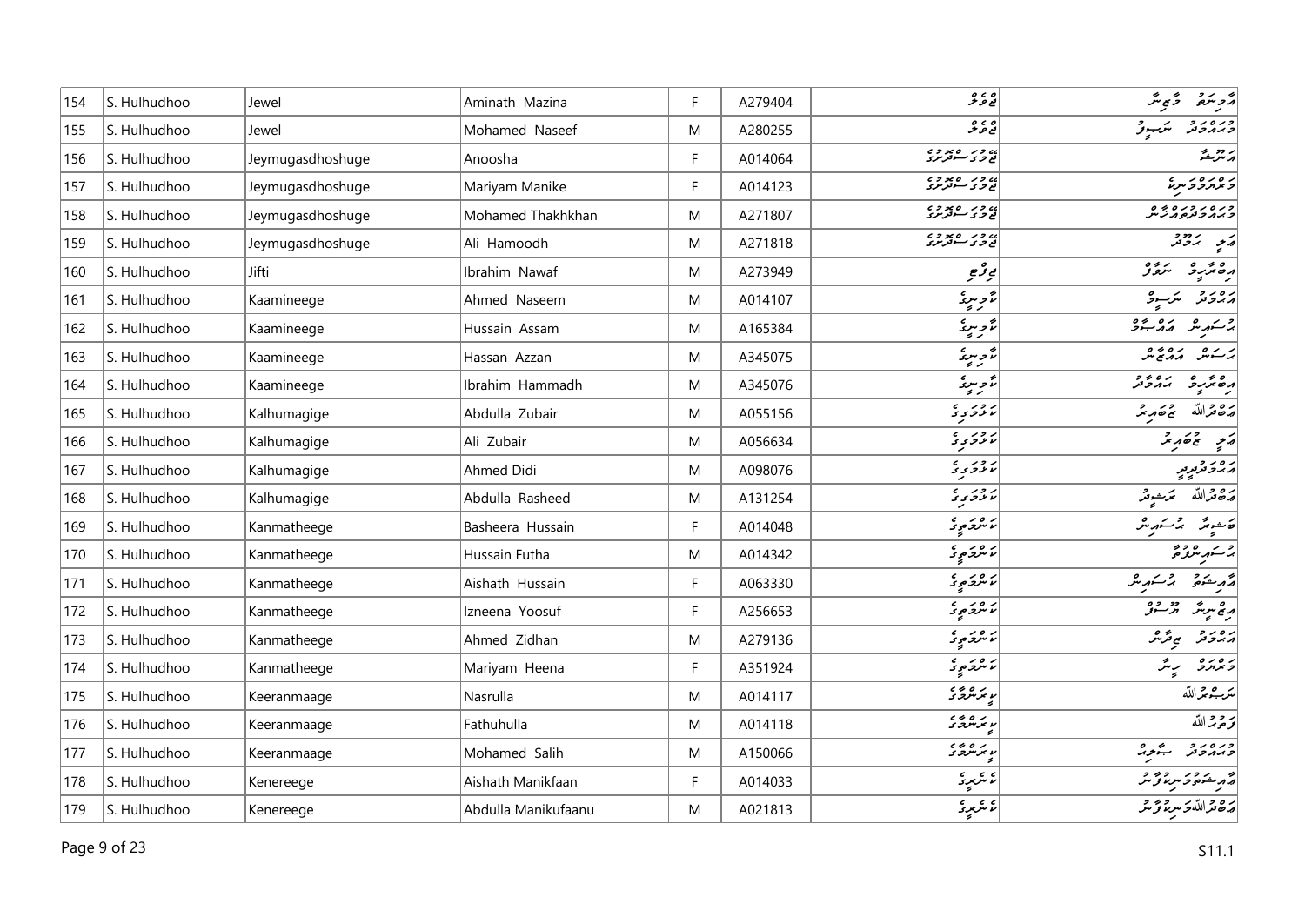| 154 | S. Hulhudhoo | Jewel | Aminath Mazina | F | A279404 | ޖުއަލް | އާމިނަތު މާޒިނާ |
|---|---|---|---|---|---|---|---|
| 155 | S. Hulhudhoo | Jewel | Mohamed Naseef | M | A280255 | ޖުއަލް | މުޙައްމަދު ނަސީފު |
| 156 | S. Hulhudhoo | Jeymugasdhoshuge | Anoosha | F | A014064 | ޖޭމުގަސްދޮށުގެ | އަނޫޝާ |
| 157 | S. Hulhudhoo | Jeymugasdhoshuge | Mariyam Manike | F | A014123 | ޖޭމުގަސްދޮށުގެ | މަރިޔަމްމަނިކެ |
| 158 | S. Hulhudhoo | Jeymugasdhoshuge | Mohamed Thakhkhan | M | A271807 | ޖޭމުގަސްދޮށުގެ | މުޙައްމަދުތައްޚާން |
| 159 | S. Hulhudhoo | Jeymugasdhoshuge | Ali Hamoodh | M | A271818 | ޖޭމުގަސްދޮށުގެ | ޢަލީ ހަމޫދު |
| 160 | S. Hulhudhoo | Jifti | Ibrahim Nawaf | M | A273949 | ޖިފްޓީ | އިބްރާހީމް ނަވާފް |
| 161 | S. Hulhudhoo | Kaamineege | Ahmed Naseem | M | A014107 | ކާމިނީގެ | އަޙްމަދު ނަސީމް |
| 162 | S. Hulhudhoo | Kaamineege | Hussain Assam | M | A165384 | ކާމިނީގެ | ޙުސައިން އައްސާމް |
| 163 | S. Hulhudhoo | Kaamineege | Hassan Azzan | M | A345075 | ކާމިނީގެ | ޙަސަން އައްޒާން |
| 164 | S. Hulhudhoo | Kaamineege | Ibrahim Hammadh | M | A345076 | ކާމިނީގެ | އިބްރާހީމް ހައްމާދު |
| 165 | S. Hulhudhoo | Kalhumagige | Abdulla Zubair | M | A055156 | ކަޅުމަގިގެ | ޢަބްދުﷲ ޒުބައިރު |
| 166 | S. Hulhudhoo | Kalhumagige | Ali Zubair | M | A056634 | ކަޅުމަގިގެ | ޢަލީ ޒުބައިރު |
| 167 | S. Hulhudhoo | Kalhumagige | Ahmed Didi | M | A098076 | ކަޅުމަގިގެ | އަޙްމަދުދީދީ |
| 168 | S. Hulhudhoo | Kalhumagige | Abdulla Rasheed | M | A131254 | ކަޅުމަގިގެ | ޢަބްދުﷲ ރަޝީދު |
| 169 | S. Hulhudhoo | Kanmatheege | Basheera Hussain | F | A014048 | ކަންމަތީގެ | ބަޝީރާ ޙުސައިން |
| 170 | S. Hulhudhoo | Kanmatheege | Hussain Futha | M | A014342 | ކަންމަތީގެ | ޙުސައިންފުތާ |
| 171 | S. Hulhudhoo | Kanmatheege | Aishath Hussain | F | A063330 | ކަންމަތީގެ | ޢާއިޝަތު ޙުސައިން |
| 172 | S. Hulhudhoo | Kanmatheege | Izneena Yoosuf | F | A256653 | ކަންމަތީގެ | އިޒްނީނާ ޔޫސުފު |
| 173 | S. Hulhudhoo | Kanmatheege | Ahmed Zidhan | M | A279136 | ކަންމަތީގެ | އަޙްމަދު ޒިދާން |
| 174 | S. Hulhudhoo | Kanmatheege | Mariyam Heena | F | A351924 | ކަންމަތީގެ | މަރިޔަމް ހީނާ |
| 175 | S. Hulhudhoo | Keeranmaage | Nasrulla | M | A014117 | ކީރަންމާގެ | ނަޞްރުﷲ |
| 176 | S. Hulhudhoo | Keeranmaage | Fathuhulla | M | A014118 | ކީރަންމާގެ | ފަތުހުﷲ |
| 177 | S. Hulhudhoo | Keeranmaage | Mohamed Salih | M | A150066 | ކީރަންމާގެ | މުޙައްމަދު ޞާލިޙް |
| 178 | S. Hulhudhoo | Kenereege | Aishath Manikfaan | F | A014033 | ކެނެރީގެ | ޢާއިޝަތުމަނިކުފާން |
| 179 | S. Hulhudhoo | Kenereege | Abdulla Manikufaanu | M | A021813 | ކެނެރީގެ | ޢަބްދުﷲމަނިކުފާނު |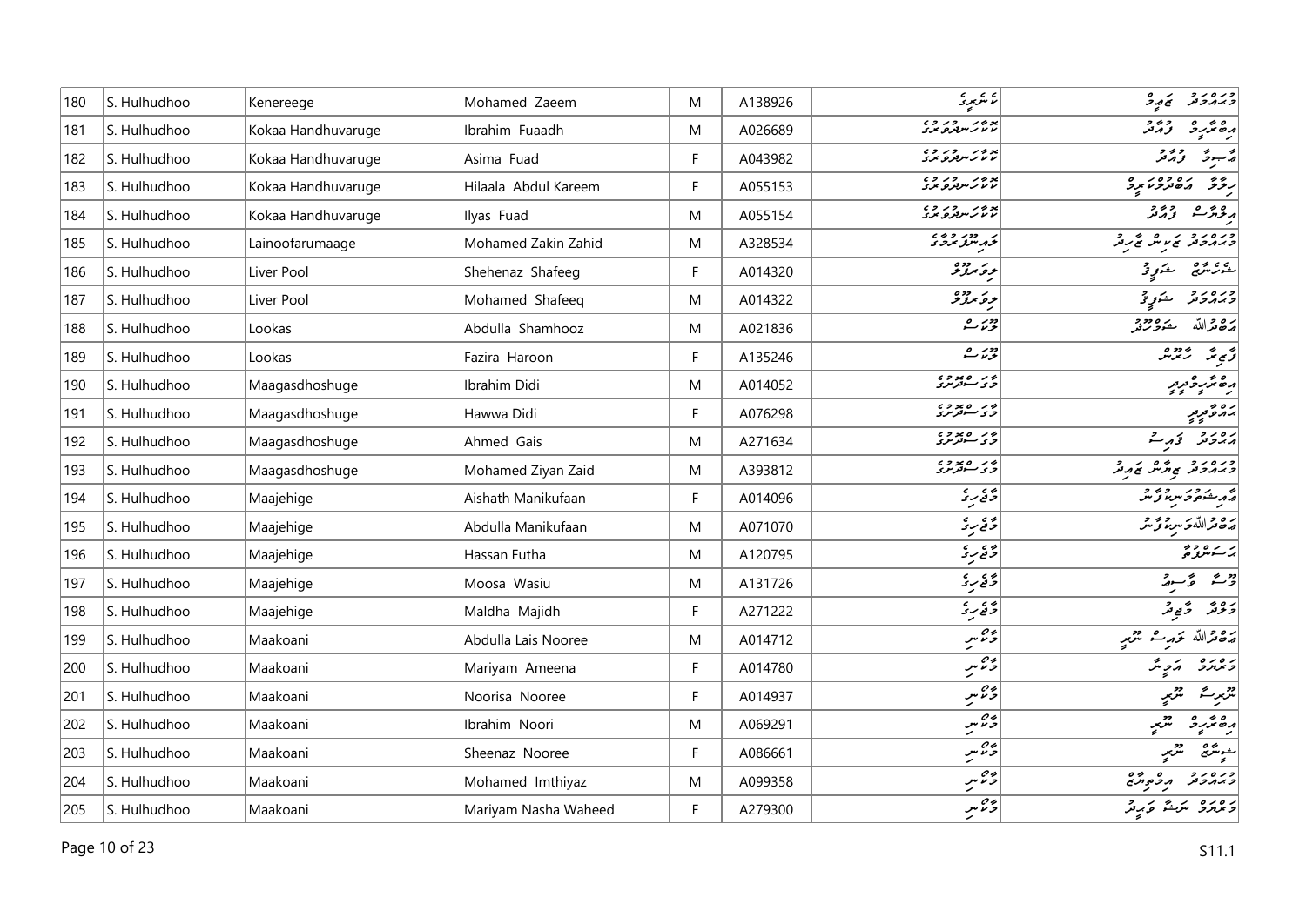| 180 | S. Hulhudhoo | Kenereege | Mohamed Zaeem | M | A138926 | ކެނެރީގެ | މުހައްމަދު ޒައީމް |
|---|---|---|---|---|---|---|---|
| 181 | S. Hulhudhoo | Kokaa Handhuvaruge | Ibrahim Fuaadh | M | A026689 | ކޮކާހަނދުވަރުގެ | އިބްރާހީމް ފުއާދު |
| 182 | S. Hulhudhoo | Kokaa Handhuvaruge | Asima Fuad | F | A043982 | ކޮކާހަނދުވަރުގެ | އާސިމާ ފުއާދު |
| 183 | S. Hulhudhoo | Kokaa Handhuvaruge | Hilaala Abdul Kareem | F | A055153 | ކޮކާހަނދުވަރުގެ | ހިލާލާ އަބްދުލްކަރީމް |
| 184 | S. Hulhudhoo | Kokaa Handhuvaruge | Ilyas Fuad | M | A055154 | ކޮކާހަނދުވަރުގެ | އިލްޔާސް ފުއާދު |
| 185 | S. Hulhudhoo | Lainoofarumaage | Mohamed Zakin Zahid | M | A328534 | ލައިނޫފަރުމާގެ | މުހައްމަދު ޒަކިން ޒާހިދު |
| 186 | S. Hulhudhoo | Liver Pool | Shehenaz Shafeeg | F | A014320 | ލިވަޕޫލް | ޝެހެނާޒް ޝަފީގު |
| 187 | S. Hulhudhoo | Liver Pool | Mohamed Shafeeq | M | A014322 | ލިވަޕޫލް | މުހައްމަދު ޝަފީޤު |
| 188 | S. Hulhudhoo | Lookas | Abdulla Shamhooz | M | A021836 | ލޫކަސް | އަބްދުﷲ ޝަމްހޫޒު |
| 189 | S. Hulhudhoo | Lookas | Fazira Haroon | F | A135246 | ލޫކަސް | ފާޒިރާ ހާރޫން |
| 190 | S. Hulhudhoo | Maagasdhoshuge | Ibrahim Didi | M | A014052 | މާގަސްދޮށުގެ | އިބްރާހީމްދީދީ |
| 191 | S. Hulhudhoo | Maagasdhoshuge | Hawwa Didi | F | A076298 | މާގަސްދޮށުގެ | ހައްވާދީދީ |
| 192 | S. Hulhudhoo | Maagasdhoshuge | Ahmed Gais | M | A271634 | މާގަސްދޮށުގެ | އަހްމަދު ގައިސް |
| 193 | S. Hulhudhoo | Maagasdhoshuge | Mohamed Ziyan Zaid | M | A393812 | މާގަސްދޮށުގެ | މުހައްމަދު ޒިޔާން ޒައިދު |
| 194 | S. Hulhudhoo | Maajehige | Aishath Manikufaan | F | A014096 | މާޖެހިގެ | އާއިޝަތުމަނިކުފާން |
| 195 | S. Hulhudhoo | Maajehige | Abdulla Manikufaan | M | A071070 | މާޖެހިގެ | އަބްދުﷲމަނިކުފާން |
| 196 | S. Hulhudhoo | Maajehige | Hassan Futha | M | A120795 | މާޖެހިގެ | ހަސަންފުތާ |
| 197 | S. Hulhudhoo | Maajehige | Moosa Wasiu | M | A131726 | މާޖެހިގެ | މޫސާ ވާސިއު |
| 198 | S. Hulhudhoo | Maajehige | Maldha Majidh | F | A271222 | މާޖެހިގެ | މަލްދާ މާޖިދު |
| 199 | S. Hulhudhoo | Maakoani | Abdulla Lais Nooree | M | A014712 | މާކޯނި | އަބްދުﷲ ލައިސް ނޫރީ |
| 200 | S. Hulhudhoo | Maakoani | Mariyam Ameena | F | A014780 | މާކޯނި | މަރިޔަމް އަމީނާ |
| 201 | S. Hulhudhoo | Maakoani | Noorisa Nooree | F | A014937 | މާކޯނި | ނޫރިސާ ނޫރީ |
| 202 | S. Hulhudhoo | Maakoani | Ibrahim Noori | M | A069291 | މާކޯނި | އިބްރާހީމް ނޫރީ |
| 203 | S. Hulhudhoo | Maakoani | Sheenaz Nooree | F | A086661 | މާކޯނި | ޝީނާޒް ނޫރީ |
| 204 | S. Hulhudhoo | Maakoani | Mohamed Imthiyaz | M | A099358 | މާކޯނި | މުހައްމަދު އިމްތިޔާޒް |
| 205 | S. Hulhudhoo | Maakoani | Mariyam Nasha Waheed | F | A279300 | މާކޯނި | މަރިޔަމް ނަޝާ ވަހީދު |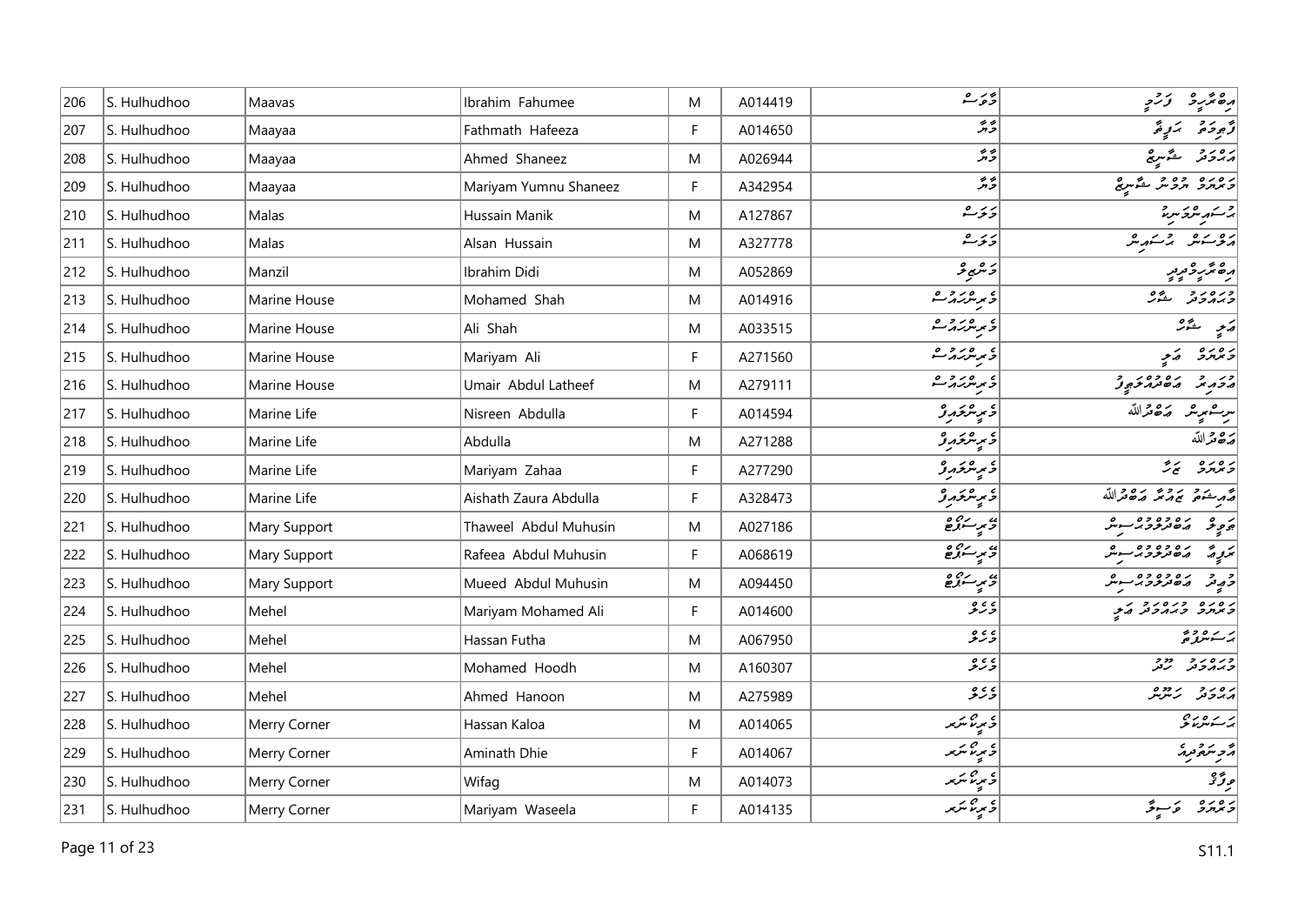| 206 | S. Hulhudhoo | Maavas | Ibrahim Fahumee | M | A014419 | މާވަސް | އިބްރާހީމް ފަހުމީ |
|---|---|---|---|---|---|---|---|
| 207 | S. Hulhudhoo | Maayaa | Fathmath Hafeeza | F | A014650 | މާޔާ | ފާތިމަތު ހަފީޒާ |
| 208 | S. Hulhudhoo | Maayaa | Ahmed Shaneez | M | A026944 | މާޔާ | އަޙްމަދު ޝާނީޒް |
| 209 | S. Hulhudhoo | Maayaa | Mariyam Yumnu Shaneez | F | A342954 | މާޔާ | މަރިޔަމް ޔުމްނު ޝާނީޒް |
| 210 | S. Hulhudhoo | Malas | Hussain Manik | M | A127867 | މަލަސް | ހުސައިންމަނިކު |
| 211 | S. Hulhudhoo | Malas | Alsan Hussain | M | A327778 | މަލަސް | އަލްސަން ހުސައިން |
| 212 | S. Hulhudhoo | Manzil | Ibrahim Didi | M | A052869 | މަންޒިލް | އިބްރާހީމްދީދީ |
| 213 | S. Hulhudhoo | Marine House | Mohamed Shah | M | A014916 | މެރިންހައުސް | މުޙައްމަދު ޝާހް |
| 214 | S. Hulhudhoo | Marine House | Ali Shah | M | A033515 | މެރިންހައުސް | އަލި ޝާހް |
| 215 | S. Hulhudhoo | Marine House | Mariyam Ali | F | A271560 | މެރިންހައުސް | މަރިޔަމް އަލި |
| 216 | S. Hulhudhoo | Marine House | Umair Abdul Latheef | M | A279111 | މެރިންހައުސް | އުމައިރު އަބްދުއްލަޠީފް |
| 217 | S. Hulhudhoo | Marine Life | Nisreen Abdulla | F | A014594 | މެރިންލައިފް | ނިސްރީން އަބްދުﷲ |
| 218 | S. Hulhudhoo | Marine Life | Abdulla | M | A271288 | މެރިންލައިފް | އަބްދުﷲ |
| 219 | S. Hulhudhoo | Marine Life | Mariyam Zahaa | F | A277290 | މެރިންލައިފް | މަރިޔަމް ޒަހާ |
| 220 | S. Hulhudhoo | Marine Life | Aishath Zaura Abdulla | F | A328473 | މެރިންލައިފް | އާއިޝަތު ޒައުރާ އަބްދުﷲ |
| 221 | S. Hulhudhoo | Mary Support | Thaweel Abdul Muhusin | M | A027186 | މޭރީސަޕޯޓް | ތަވީލް އަބްދުލްމުޙުސިން |
| 222 | S. Hulhudhoo | Mary Support | Rafeea Abdul Muhusin | F | A068619 | މޭރީސަޕޯޓް | ރަފީޢާ އަބްދުލްމުޙުސިން |
| 223 | S. Hulhudhoo | Mary Support | Mueed Abdul Muhusin | M | A094450 | މޭރީސަޕޯޓް | މުޢީދު އަބްދުލްމުޙުސިން |
| 224 | S. Hulhudhoo | Mehel | Mariyam Mohamed Ali | F | A014600 | މެހެލް | މަރިޔަމް މުޙައްމަދު އަލި |
| 225 | S. Hulhudhoo | Mehel | Hassan Futha | M | A067950 | މެހެލް | ހަސަންފުތާ |
| 226 | S. Hulhudhoo | Mehel | Mohamed Hoodh | M | A160307 | މެހެލް | މުޙައްމަދު ހޫދު |
| 227 | S. Hulhudhoo | Mehel | Ahmed Hanoon | M | A275989 | މެހެލް | އަޙްމަދު ހަނޫން |
| 228 | S. Hulhudhoo | Merry Corner | Hassan Kaloa | M | A014065 | މެރިކޯނަރ | ހަސަންކަލޯ |
| 229 | S. Hulhudhoo | Merry Corner | Aminath Dhie | F | A014067 | މެރިކޯނަރ | އާމިނަތުދިޔެ |
| 230 | S. Hulhudhoo | Merry Corner | Wifag | M | A014073 | މެރިކޯނަރ | ވިފާގު |
| 231 | S. Hulhudhoo | Merry Corner | Mariyam Waseela | F | A014135 | މެރިކޯނަރ | މަރިޔަމް ވަސީލާ |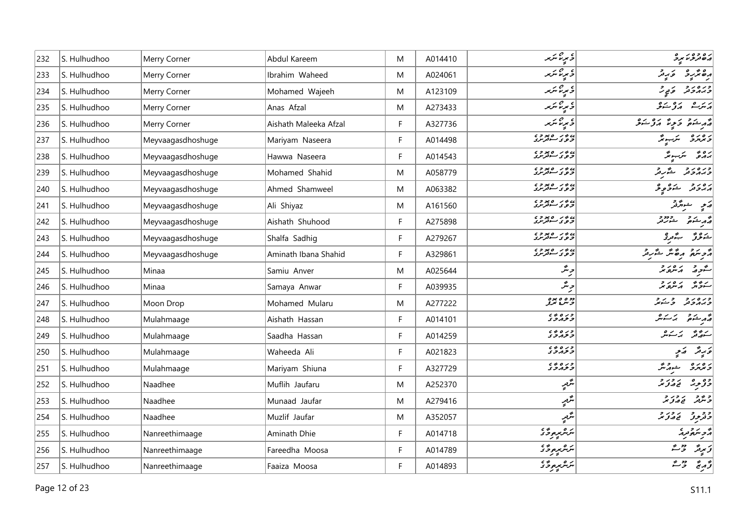| 232 | S. Hulhudhoo | Merry Corner | Abdul Kareem | M | A014410 | މެރީ ކޯނަރ | އަބްދުލް ކަރީމް |
|---|---|---|---|---|---|---|---|
| 233 | S. Hulhudhoo | Merry Corner | Ibrahim Waheed | M | A024061 | މެރީ ކޯނަރ | އިބްރާހީމް ވަހީދު |
| 234 | S. Hulhudhoo | Merry Corner | Mohamed Wajeeh | M | A123109 | މެރީ ކޯނަރ | މުހައްމަދު ވަޖީހު |
| 235 | S. Hulhudhoo | Merry Corner | Anas Afzal | M | A273433 | މެރީ ކޯނަރ | އަނަސް އަފްޒަލް |
| 236 | S. Hulhudhoo | Merry Corner | Aishath Maleeka Afzal | F | A327736 | މެރީ ކޯނަރ | އައިޝަތު މަލީކާ އަފްޒަލް |
| 237 | S. Hulhudhoo | Meyvaagasdhoshuge | Mariyam Naseera | F | A014498 | މޭވާގަސްދޮށުގެ | މަރިޔަމް ނަސީރާ |
| 238 | S. Hulhudhoo | Meyvaagasdhoshuge | Hawwa Naseera | F | A014543 | މޭވާގަސްދޮށުގެ | ހައްވާ ނަސީރާ |
| 239 | S. Hulhudhoo | Meyvaagasdhoshuge | Mohamed Shahid | M | A058779 | މޭވާގަސްދޮށުގެ | މުހައްމަދު ޝާހިދު |
| 240 | S. Hulhudhoo | Meyvaagasdhoshuge | Ahmed Shamweel | M | A063382 | މޭވާގަސްދޮށުގެ | އަހްމަދު ޝަމްވީލް |
| 241 | S. Hulhudhoo | Meyvaagasdhoshuge | Ali Shiyaz | M | A161560 | މޭވާގަސްދޮށުގެ | އަލި ޝިޔާޒު |
| 242 | S. Hulhudhoo | Meyvaagasdhoshuge | Aishath Shuhood | F | A275898 | މޭވާގަސްދޮށުގެ | އައިޝަތު ޝުހޫދު |
| 243 | S. Hulhudhoo | Meyvaagasdhoshuge | Shalfa Sadhig | F | A279267 | މޭވާގަސްދޮށުގެ | ޝަލްފާ ސާދިގު |
| 244 | S. Hulhudhoo | Meyvaagasdhoshuge | Aminath Ibana Shahid | F | A329861 | މޭވާގަސްދޮށުގެ | އާމިނަތު އިބާނާ ޝާހިދު |
| 245 | S. Hulhudhoo | Minaa | Samiu Anver | M | A025644 | މިނާ | ސާމިއު އަންވަރު |
| 246 | S. Hulhudhoo | Minaa | Samaya Anwar | F | A039935 | މިނާ | ސަމާޔާ އަންވަރު |
| 247 | S. Hulhudhoo | Moon Drop | Mohamed Mularu | M | A277222 | މޫން ޑްރޮޕް | މުހައްމަދު މުލަރު |
| 248 | S. Hulhudhoo | Mulahmaage | Aishath Hassan | F | A014101 | މުލައްމާގެ | އައިޝަތު ހަސަން |
| 249 | S. Hulhudhoo | Mulahmaage | Saadha Hassan | F | A014259 | މުލައްމާގެ | ސަޢުދާ ހަސަން |
| 250 | S. Hulhudhoo | Mulahmaage | Waheeda Ali | F | A021823 | މުލައްމާގެ | ވަހީދާ އަލި |
| 251 | S. Hulhudhoo | Mulahmaage | Mariyam Shiuna | F | A327729 | މުލައްމާގެ | މަރިޔަމް ޝިއުނާ |
| 252 | S. Hulhudhoo | Naadhee | Muflih Jaufaru | M | A252370 | ނާދީ | މުފްލިހު ޖަޢުފަރު |
| 253 | S. Hulhudhoo | Naadhee | Munaad Jaufar | M | A279416 | ނާދީ | މުނާދު ޖަޢުފަރު |
| 254 | S. Hulhudhoo | Naadhee | Muzlif Jaufar | M | A352057 | ނާދީ | މުޒްލިފު ޖަޢުފަރު |
| 255 | S. Hulhudhoo | Nanreethimaage | Aminath Dhie | F | A014718 | ނަންރީތިމާގެ | އާމިނަތު ދިއީ |
| 256 | S. Hulhudhoo | Nanreethimaage | Fareedha Moosa | F | A014789 | ނަންރީތިމާގެ | ފަރީދާ މޫސާ |
| 257 | S. Hulhudhoo | Nanreethimaage | Faaiza Moosa | F | A014893 | ނަންރީތިމާގެ | ފާއިޒާ މޫސާ |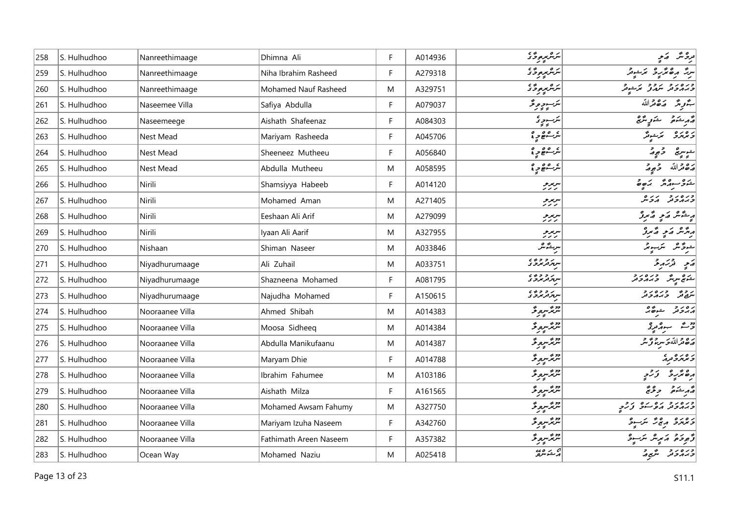| 258 | S. Hulhudhoo | Nanreethimaage | Dhimna Ali | F | A014936 | ސަންރީތިމާގެ | ދިމްނާ ޢަލީ |
|---|---|---|---|---|---|---|---|
| 259 | S. Hulhudhoo | Nanreethimaage | Niha Ibrahim Rasheed | F | A279318 | ސަންރީތިމާގެ | ނިހާ އިބްރާހީމް ރަޝީދު |
| 260 | S. Hulhudhoo | Nanreethimaage | Mohamed Nauf Rasheed | M | A329751 | ސަންރީތިމާގެ | މުހައްމަދު ނައުފް ރަޝީދު |
| 261 | S. Hulhudhoo | Naseemee Villa | Safiya Abdulla | F | A079037 | ނަސީމީ ވިލާ | ސާފިޔާ އަބްދުﷲ |
| 262 | S. Hulhudhoo | Naseemeege | Aishath Shafeenaz | F | A084303 | ނަސީމީގެ | ޢާއިޝަތު ޝަފީނާޒް |
| 263 | S. Hulhudhoo | Nest Mead | Mariyam Rasheeda | F | A045706 | ނެސްޓްމީޑް | މަރިޔަމް ރަޝީދާ |
| 264 | S. Hulhudhoo | Nest Mead | Sheeneez Mutheeu | F | A056840 | ނެސްޓްމީޑް | ޝީނީޒް މުތީޢު |
| 265 | S. Hulhudhoo | Nest Mead | Abdulla Mutheeu | M | A058595 | ނެސްޓްމީޑް | އަބްދުﷲ މުތީޢު |
| 266 | S. Hulhudhoo | Nirili | Shamsiyya Habeeb | F | A014120 | ނިރިލި | ޝަމްސިއްޔާ ހަބީބު |
| 267 | S. Hulhudhoo | Nirili | Mohamed Aman | M | A271405 | ނިރިލި | މުހައްމަދު އަމާން |
| 268 | S. Hulhudhoo | Nirili | Eeshaan Ali Arif | M | A279099 | ނިރިލި | އީޝާން ޢަލީ ޢާރިފް |
| 269 | S. Hulhudhoo | Nirili | Iyaan Ali Aarif | M | A327955 | ނިރިލި | އިޔާން ޢަލީ ޢާރިފް |
| 270 | S. Hulhudhoo | Nishaan | Shiman Naseer | M | A033846 | ނިޝާން | ޝިމާން ނަސީރު |
| 271 | S. Hulhudhoo | Niyadhurumaage | Ali Zuhail | M | A033751 | ނިޔަދުރުމާގެ | ޢަލީ ޒުހައިލް |
| 272 | S. Hulhudhoo | Niyadhurumaage | Shazneena Mohamed | F | A081795 | ނިޔަދުރުމާގެ | ޝަޒްނީނާ މުހައްމަދު |
| 273 | S. Hulhudhoo | Niyadhurumaage | Najudha Mohamed | F | A150615 | ނިޔަދުރުމާގެ | ނަޖުދާ މުހައްމަދު |
| 274 | S. Hulhudhoo | Nooraanee Villa | Ahmed Shibah | M | A014383 | ނޫރާނީވިލާ | އަހްމަދު ޝިބާހް |
| 275 | S. Hulhudhoo | Nooraanee Villa | Moosa Sidheeq | M | A014384 | ނޫރާނީވިލާ | މޫސާ ސިއްދީޤު |
| 276 | S. Hulhudhoo | Nooraanee Villa | Abdulla Manikufaanu | M | A014387 | ނޫރާނީވިލާ | އަބްދުﷲމަނިކުފާނު |
| 277 | S. Hulhudhoo | Nooraanee Villa | Maryam Dhie | F | A014788 | ނޫރާނީވިލާ | މަރްޔަމްދިއެ |
| 278 | S. Hulhudhoo | Nooraanee Villa | Ibrahim Fahumee | M | A103186 | ނޫރާނީވިލާ | އިބްރާހީމް ފަހުމީ |
| 279 | S. Hulhudhoo | Nooraanee Villa | Aishath Milza | F | A161565 | ނޫރާނީވިލާ | ޢާއިޝަތު މިލްޒާ |
| 280 | S. Hulhudhoo | Nooraanee Villa | Mohamed Awsam Fahumy | M | A327750 | ނޫރާނީވިލާ | މުހައްމަދު އައުސަމް ފަހުމީ |
| 281 | S. Hulhudhoo | Nooraanee Villa | Mariyam Izuha Naseem | F | A342760 | ނޫރާނީވިލާ | މަރިޔަމް އިޒުހާ ނަސީމް |
| 282 | S. Hulhudhoo | Nooraanee Villa | Fathimath Areen Naseem | F | A357382 | ނޫރާނީވިލާ | ފާތިމަތު އަރީން ނަސީމް |
| 283 | S. Hulhudhoo | Ocean Way | Mohamed Naziu | M | A025418 | އޯޝަންވޭ | މުހައްމަދު ނާޒިއު |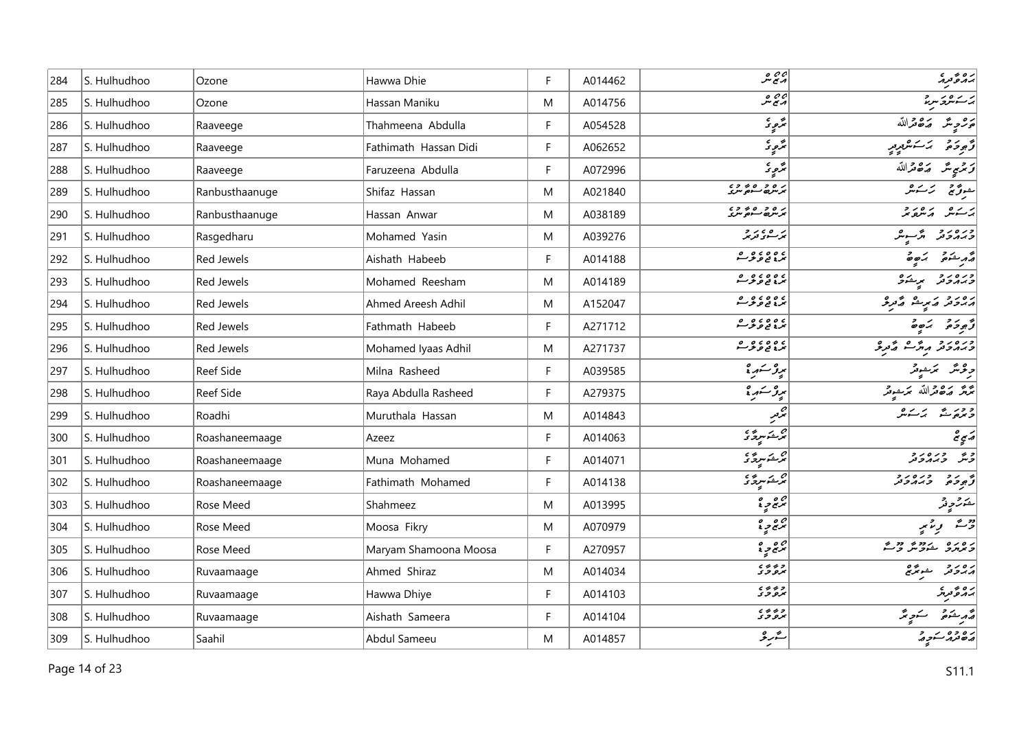| 284 | S. Hulhudhoo | Ozone | Hawwa Dhie | F | A014462 | ޢޯޒޯން | ހައްވާދިއެ |
|---|---|---|---|---|---|---|---|
| 285 | S. Hulhudhoo | Ozone | Hassan Maniku | M | A014756 | ޢޯޒޯން | ހަސަންމަނިކު |
| 286 | S. Hulhudhoo | Raaveege | Thahmeena Abdulla | F | A054528 | ރާވީގެ | ތަހުމީނާ އަބްދުﷲ |
| 287 | S. Hulhudhoo | Raaveege | Fathimath Hassan Didi | F | A062652 | ރާވީގެ | ފާތިމަތު ހަސަންދީދީ |
| 288 | S. Hulhudhoo | Raaveege | Faruzeena Abdulla | F | A072996 | ރާވީގެ | ފަރުޒީނާ އަބްދުﷲ |
| 289 | S. Hulhudhoo | Ranbusthaanuge | Shifaz Hassan | M | A021840 | ރަންބުސްތާނުގެ | ޝިފާޒު ހަސަން |
| 290 | S. Hulhudhoo | Ranbusthaanuge | Hassan Anwar | M | A038189 | ރަންބުސްތާނުގެ | ހަސަން އަންވަރު |
| 291 | S. Hulhudhoo | Rasgedharu | Mohamed Yasin | M | A039276 | ރަސްގެދަރު | މުހައްމަދު ޔާސީން |
| 292 | S. Hulhudhoo | Red Jewels | Aishath Habeeb | F | A014188 | ރެޑްޖުވެލްސް | އާއިޝަތު ހަބީބު |
| 293 | S. Hulhudhoo | Red Jewels | Mohamed Reesham | M | A014189 | ރެޑްޖުވެލްސް | މުހައްމަދު ރީޝަމް |
| 294 | S. Hulhudhoo | Red Jewels | Ahmed Areesh Adhil | M | A152047 | ރެޑްޖުވެލްސް | އަޙްމަދު އަރީޝް އާދިލް |
| 295 | S. Hulhudhoo | Red Jewels | Fathmath Habeeb | F | A271712 | ރެޑްޖުވެލްސް | ފާތިމަތު ހަބީބު |
| 296 | S. Hulhudhoo | Red Jewels | Mohamed Iyaas Adhil | M | A271737 | ރެޑްޖުވެލްސް | މުހައްމަދު އިޔާސް އާދިލް |
| 297 | S. Hulhudhoo | Reef Side | Milna Rasheed | F | A039585 | ރީފްސައިޑް | މިލްނާ ރަޝީދު |
| 298 | S. Hulhudhoo | Reef Side | Raya Abdulla Rasheed | F | A279375 | ރީފްސައިޑް | ރާޔާ އަބްދުﷲ ރަޝީދު |
| 299 | S. Hulhudhoo | Roadhi | Muruthala Hassan | M | A014843 | ރޯދި | މުރުތަލާ ހަސަން |
| 300 | S. Hulhudhoo | Roashaneemaage | Azeez | F | A014063 | ރޯޝަނީމާގެ | އަޒީޒު |
| 301 | S. Hulhudhoo | Roashaneemaage | Muna Mohamed | F | A014071 | ރޯޝަނީމާގެ | މުނާ މުހައްމަދު |
| 302 | S. Hulhudhoo | Roashaneemaage | Fathimath Mohamed | F | A014138 | ރޯޝަނީމާގެ | ފާތިމަތު މުހައްމަދު |
| 303 | S. Hulhudhoo | Rose Meed | Shahmeez | M | A013995 | ރޯޒްމީޑް | ޝަހުމީޒު |
| 304 | S. Hulhudhoo | Rose Meed | Moosa Fikry | M | A070979 | ރޯޒްމީޑް | މޫސާ ފިކުރީ |
| 305 | S. Hulhudhoo | Rose Meed | Maryam Shamoona Moosa | F | A270957 | ރޯޒްމީޑް | މަރްޔަމް ޝަމޫނާ މޫސާ |
| 306 | S. Hulhudhoo | Ruvaamaage | Ahmed Shiraz | M | A014034 | ރުވާމާގެ | އަޙްމަދު ޝިރާޒު |
| 307 | S. Hulhudhoo | Ruvaamaage | Hawwa Dhiye | F | A014103 | ރުވާމާގެ | ހައްވާދިޔެ |
| 308 | S. Hulhudhoo | Ruvaamaage | Aishath Sameera | F | A014104 | ރުވާމާގެ | އާއިޝަތު ސަމީރާ |
| 309 | S. Hulhudhoo | Saahil | Abdul Sameeu | M | A014857 | ސާހިލް | އަބްދުލްސަމީޢު |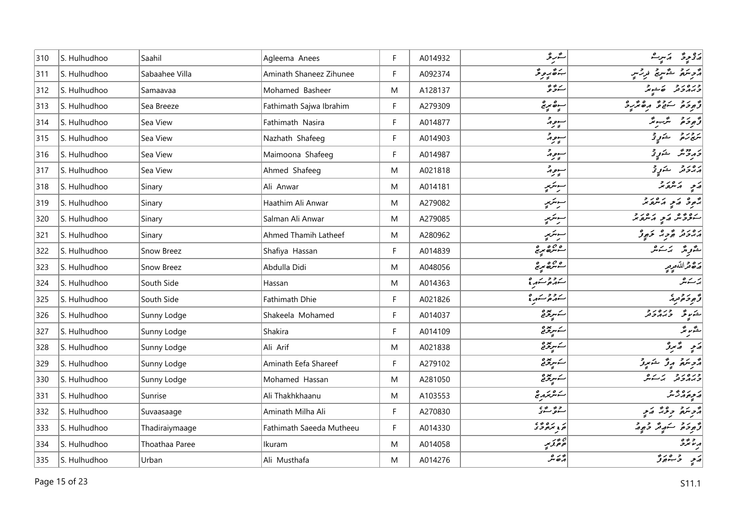| 310 | S. Hulhudhoo | Saahil | Agleema Anees | F | A014932 | سَّاهِلْ | أَگْلِيمَا أَنِيسْ |
|---|---|---|---|---|---|---|---|
| 311 | S. Hulhudhoo | Sabaahee Villa | Aminath Shaneez Zihunee | F | A092374 | سَبَاهީ وިލާ | އާމިނަތު ޝަނީޒް ޒިހުނީ |
| 312 | S. Hulhudhoo | Samaavaa | Mohamed Basheer | M | A128137 | ސަމާވާ | މުހައްމަދު ބަޝީރު |
| 313 | S. Hulhudhoo | Sea Breeze | Fathimath Sajwa Ibrahim | F | A279309 | ސީބްރީޒް | ފާތިމަތު ސަޖްވާ އިބްރާހީމް |
| 314 | S. Hulhudhoo | Sea View | Fathimath Nasira | F | A014877 | ސީވިއު | ފާތިމަތު ނާސިރާ |
| 315 | S. Hulhudhoo | Sea View | Nazhath Shafeeg | F | A014903 | ސީވިއު | ނަޒުހަތު ޝަފީގު |
| 316 | S. Hulhudhoo | Sea View | Maimoona Shafeeg | F | A014987 | ސީވިއު | މައިމޫނާ ޝަފީގު |
| 317 | S. Hulhudhoo | Sea View | Ahmed Shafeeg | M | A021818 | ސީވިއު | އަހުމަދު ޝަފީގު |
| 318 | S. Hulhudhoo | Sinary | Ali Anwar | M | A014181 | ސިނަރީ | އަލި އަންވަރު |
| 319 | S. Hulhudhoo | Sinary | Haathim Ali Anwar | M | A279082 | ސިނަރީ | ހާތިމް އަލި އަންވަރު |
| 320 | S. Hulhudhoo | Sinary | Salman Ali Anwar | M | A279085 | ސިނަރީ | ސަލްމާން އަލި އަންވަރު |
| 321 | S. Hulhudhoo | Sinary | Ahmed Thamih Latheef | M | A280962 | ސިނަރީ | އަހުމަދު ތާމިހް ލަޠީފް |
| 322 | S. Hulhudhoo | Snow Breez | Shafiya Hassan | F | A014839 | ސްނޯބްރީޒް | ޝާފިޔާ ހަސަން |
| 323 | S. Hulhudhoo | Snow Breez | Abdulla Didi | M | A048056 | ސްނޯބްރީޒް | އަބްދުﷲދީދީ |
| 324 | S. Hulhudhoo | South Side | Hassan | M | A014363 | ސައުތުސައިޑް | ހަސަން |
| 325 | S. Hulhudhoo | South Side | Fathimath Dhie | F | A021826 | ސައުތުސައިޑް | ފާތިމަތުދިއޭ |
| 326 | S. Hulhudhoo | Sunny Lodge | Shakeela Mohamed | F | A014037 | ސަނީލޮޖް | ޝަކީލާ މުހައްމަދު |
| 327 | S. Hulhudhoo | Sunny Lodge | Shakira | F | A014109 | ސަނީލޮޖް | ޝާކިރާ |
| 328 | S. Hulhudhoo | Sunny Lodge | Ali Arif | M | A021838 | ސަނީލޮޖް | އަލި އާރިފު |
| 329 | S. Hulhudhoo | Sunny Lodge | Aminath Eefa Shareef | F | A279102 | ސަނީލޮޖް | އާމިނަތު އީފާ ޝަރީފު |
| 330 | S. Hulhudhoo | Sunny Lodge | Mohamed Hassan | M | A281050 | ސަނީލޮޖް | މުހައްމަދު ހަސަން |
| 331 | S. Hulhudhoo | Sunrise | Ali Thakhkhaanu | M | A103553 | ސަންރައިޒް | އަލިތައްޚާނު |
| 332 | S. Hulhudhoo | Suvaasaage | Aminath Milha Ali | F | A270830 | ސުވާސާގެ | އާމިނަތު މިލްހާ އަލި |
| 333 | S. Hulhudhoo | Thadiraiymaage | Fathimath Saeeda Mutheeu | F | A014330 | ތަދިރައްމާގެ | ފާތިމަތު ސައީދާ މުޠީޢު |
| 334 | S. Hulhudhoo | Thoathaa Paree | Ikuram | M | A014058 | ތޯތާޕަރީ | އިކުރާމް |
| 335 | S. Hulhudhoo | Urban | Ali Musthafa | M | A014276 | އާބަން | އަލި މުސްތަފާ |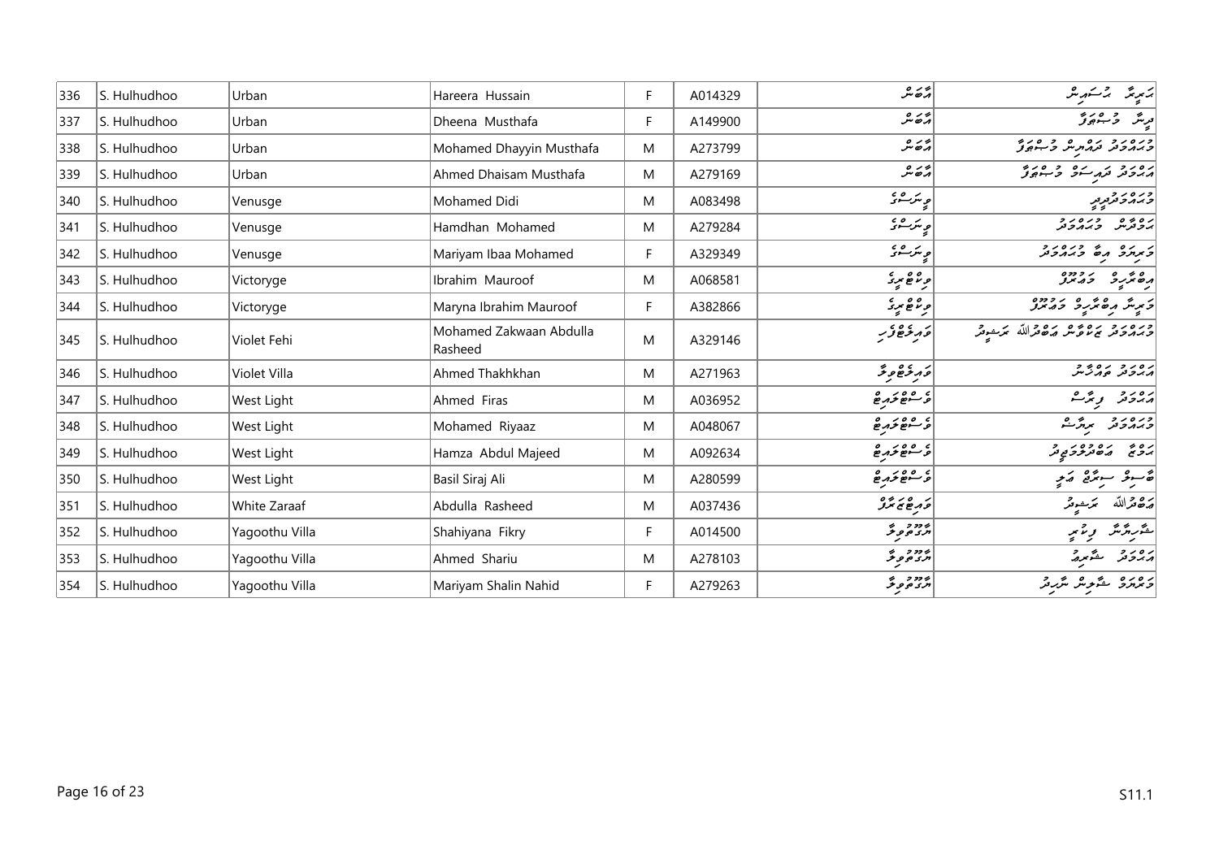| 336 | S. Hulhudhoo | Urban | Hareera Hussain | F | A014329 | އޮބަން | ހަރީރާ ހުސައިން |
|---|---|---|---|---|---|---|---|
| 337 | S. Hulhudhoo | Urban | Dheena Musthafa | F | A149900 | އޮބަން | ދީނާ މުސްތަފާ |
| 338 | S. Hulhudhoo | Urban | Mohamed Dhayyin Musthafa | M | A273799 | އޮބަން | މުހައްމަދު ދައްޔިން މުސްތަފާ |
| 339 | S. Hulhudhoo | Urban | Ahmed Dhaisam Musthafa | M | A279169 | އޮބަން | އަހުމަދު ދައިސަމް މުސްތަފާ |
| 340 | S. Hulhudhoo | Venusge | Mohamed Didi | M | A083498 | ވީނަސްގެ | މުހައްމަދުދީދީ |
| 341 | S. Hulhudhoo | Venusge | Hamdhan Mohamed | M | A279284 | ވީނަސްގެ | ހަމްދާން މުހައްމަދު |
| 342 | S. Hulhudhoo | Venusge | Mariyam Ibaa Mohamed | F | A329349 | ވީނަސްގެ | މަރިޔަމް އިބާ މުހައްމަދު |
| 343 | S. Hulhudhoo | Victoryge | Ibrahim Mauroof | M | A068581 | ވިކްޓަރީގެ | އިބްރާހީމް މައުރޫފް |
| 344 | S. Hulhudhoo | Victoryge | Maryna Ibrahim Mauroof | F | A382866 | ވިކްޓަރީގެ | މަރީނާ އިބްރާހީމް މައުރޫފް |
| 345 | S. Hulhudhoo | Violet Fehi | Mohamed Zakwaan Abdulla Rasheed | M | A329146 | ވައިލެޓްފެހި | މުހައްމަދު ޒަކްވާން އަބްދުﷲ ރަޝީދު |
| 346 | S. Hulhudhoo | Violet Villa | Ahmed Thakhkhan | M | A271963 | ވައިލެޓްވިލާ | އަހުމަދު ތައްޚާން |
| 347 | S. Hulhudhoo | West Light | Ahmed Firas | M | A036952 | ވެސްޓްލައިޓް | އަހުމަދު ފިރާސް |
| 348 | S. Hulhudhoo | West Light | Mohamed Riyaaz | M | A048067 | ވެސްޓްލައިޓް | މުހައްމަދު ރިޔާޒް |
| 349 | S. Hulhudhoo | West Light | Hamza Abdul Majeed | M | A092634 | ވެސްޓްލައިޓް | ހަމްޒާ އަބްދުލްމަޖީދު |
| 350 | S. Hulhudhoo | West Light | Basil Siraj Ali | M | A280599 | ވެސްޓްލައިޓް | ބާސިލް ސިރާޖް އަލި |
| 351 | S. Hulhudhoo | White Zaraaf | Abdulla Rasheed | M | A037436 | ވައިޓްޒަރާފް | އަބްދުﷲ ރަޝީދު |
| 352 | S. Hulhudhoo | Yagoothu Villa | Shahiyana Fikry | F | A014500 | ޔާގޫތުވިލާ | ޝަހިޔާނާ ފިކްރީ |
| 353 | S. Hulhudhoo | Yagoothu Villa | Ahmed Shariu | M | A278103 | ޔާގޫތުވިލާ | އަހުމަދު ޝާރިޢު |
| 354 | S. Hulhudhoo | Yagoothu Villa | Mariyam Shalin Nahid | F | A279263 | ޔާގޫތުވިލާ | މަރިޔަމް ޝާލިން ނާހިދު |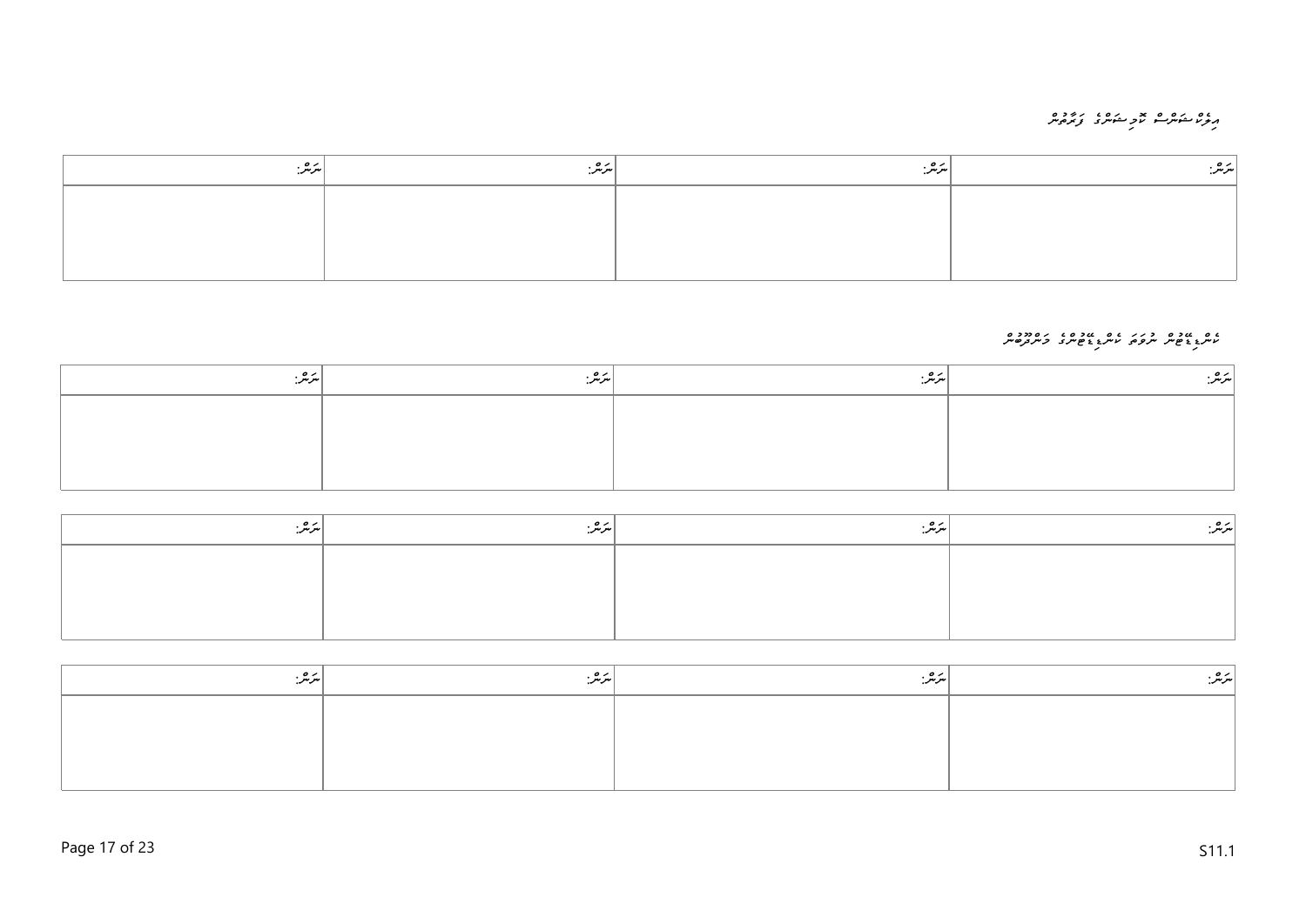# އިޤްރާރުނާމާ ސޮއިކުރާ ފަރާތްތައް

| ނަން: | ނަން: | ނަން: | ނަން: |
|---|---|---|---|
| | | | |

## ކުންފުނީގެ ރަޖިސްޓްރީގައި ހިމެނޭ ޑިރެކްޓަރުންގެ ނަންތައް

| ނަން: | ނަން: | ނަން: | ނަން: |
|---|---|---|---|
| | | | |

| ނަން: | ނަން: | ނަން: | ނަން: |
|---|---|---|---|
| | | | |

| ނަން: | ނަން: | ނަން: | ނަން: |
|---|---|---|---|
| | | | |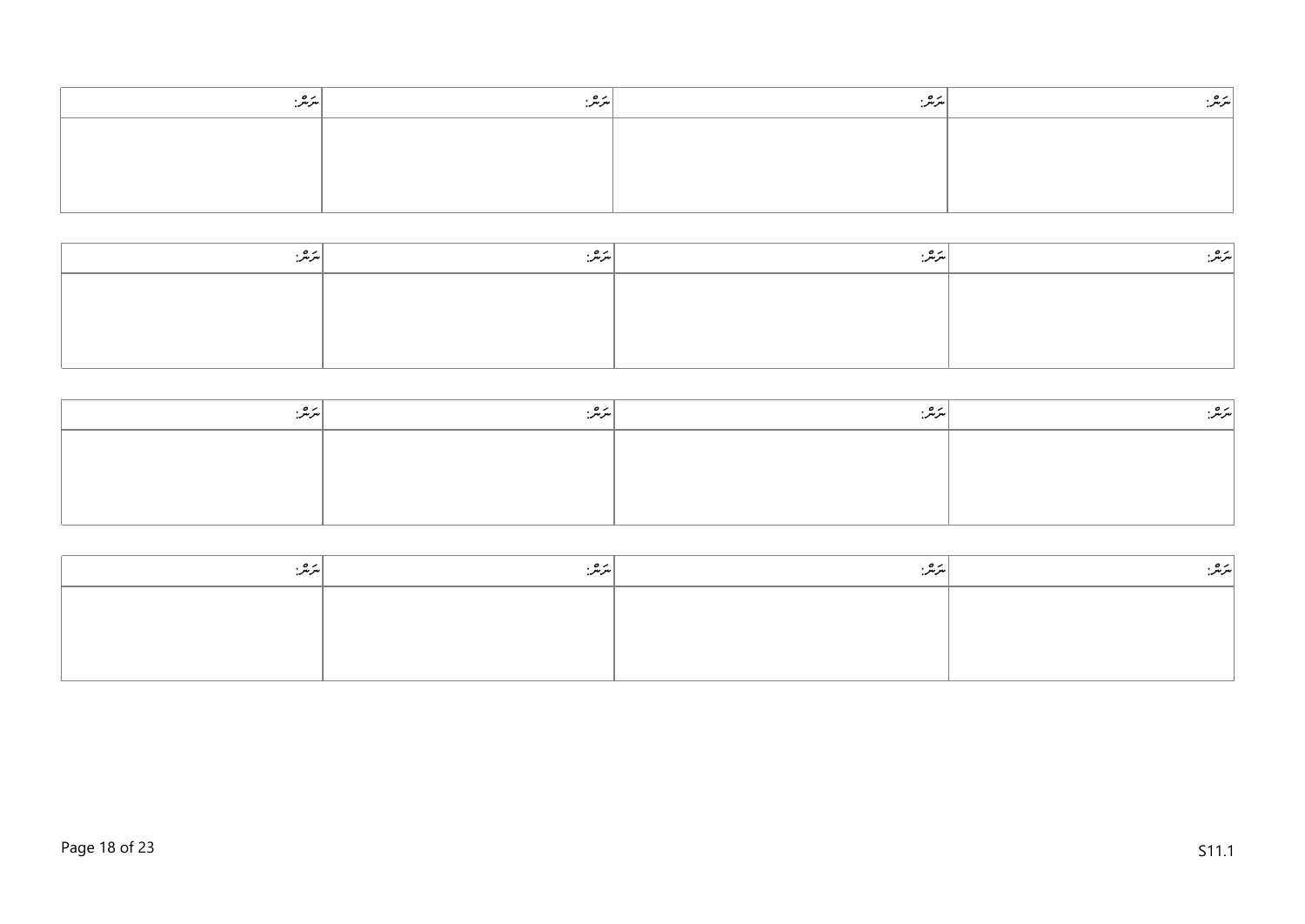| ނަރުދ: | ނަރުދ: | ނަރުދ: | ނަރުދ: |
| --- | --- | --- | --- |
| | | | |

| ނަރުދ: | ނަރުދ: | ނަރުދ: | ނަރުދ: |
| --- | --- | --- | --- |
| | | | |

| ނަރުދ: | ނަރުދ: | ނަރުދ: | ނަރުދ: |
| --- | --- | --- | --- |
| | | | |

| ނަރުދ: | ނަރުދ: | ނަރުދ: | ނަރުދ: |
| --- | --- | --- | --- |
| | | | |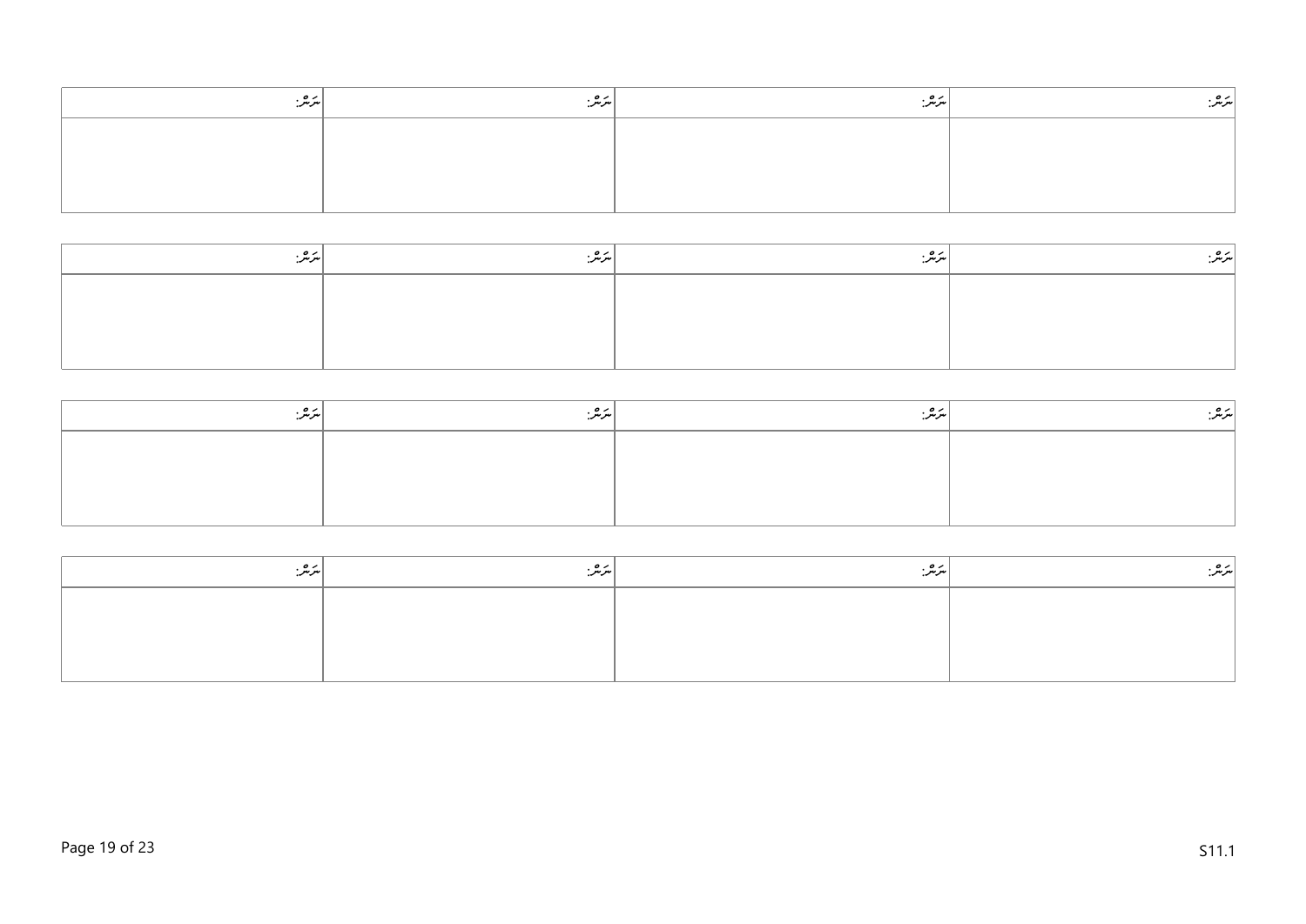| ނަންބަރު: | ނަންބަރު: | ނަންބަރު: | ނަންބަރު: |
| --- | --- | --- | --- |
| | | | |

| ނަންބަރު: | ނަންބަރު: | ނަންބަރު: | ނަންބަރު: |
| --- | --- | --- | --- |
| | | | |

| ނަންބަރު: | ނަންބަރު: | ނަންބަރު: | ނަންބަރު: |
| --- | --- | --- | --- |
| | | | |

| ނަންބަރު: | ނަންބަރު: | ނަންބަރު: | ނަންބަރު: |
| --- | --- | --- | --- |
| | | | |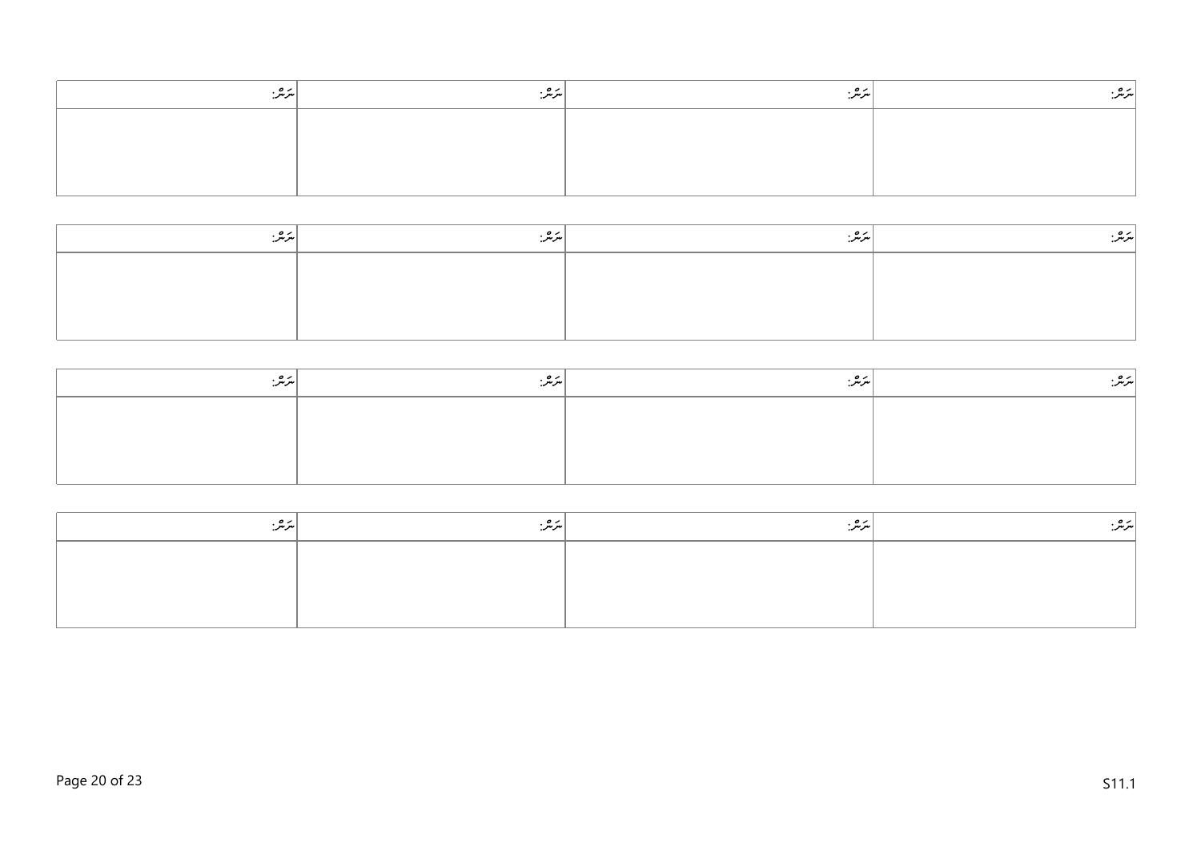| ނަންބަރު: | ނަންބަރު: | ނަންބަރު: | ނަންބަރު: |
|---|---|---|---|
| | | | |

| ނަންބަރު: | ނަންބަރު: | ނަންބަރު: | ނަންބަރު: |
|---|---|---|---|
| | | | |

| ނަންބަރު: | ނަންބަރު: | ނަންބަރު: | ނަންބަރު: |
|---|---|---|---|
| | | | |

| ނަންބަރު: | ނަންބަރު: | ނަންބަރު: | ނަންބަރު: |
|---|---|---|---|
| | | | |

S11.1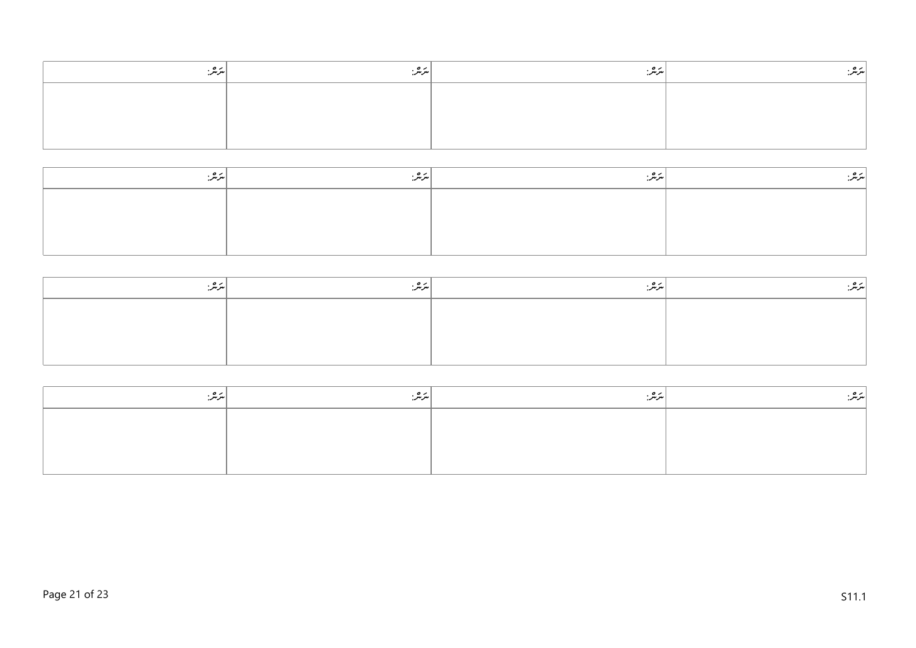| ސަރުޙު: | ސަރުޙު: | ސަރުޙު: | ސަރުޙު: |
| --- | --- | --- | --- |
| | | | |

| ސަރުޙު: | ސަރުޙު: | ސަރުޙު: | ސަރުޙު: |
| --- | --- | --- | --- |
| | | | |

| ސަރުޙު: | ސަރުޙު: | ސަރުޙު: | ސަރުޙު: |
| --- | --- | --- | --- |
| | | | |

| ސަރުޙު: | ސަރުޙު: | ސަރުޙު: | ސަރުޙު: |
| --- | --- | --- | --- |
| | | | |

S11.1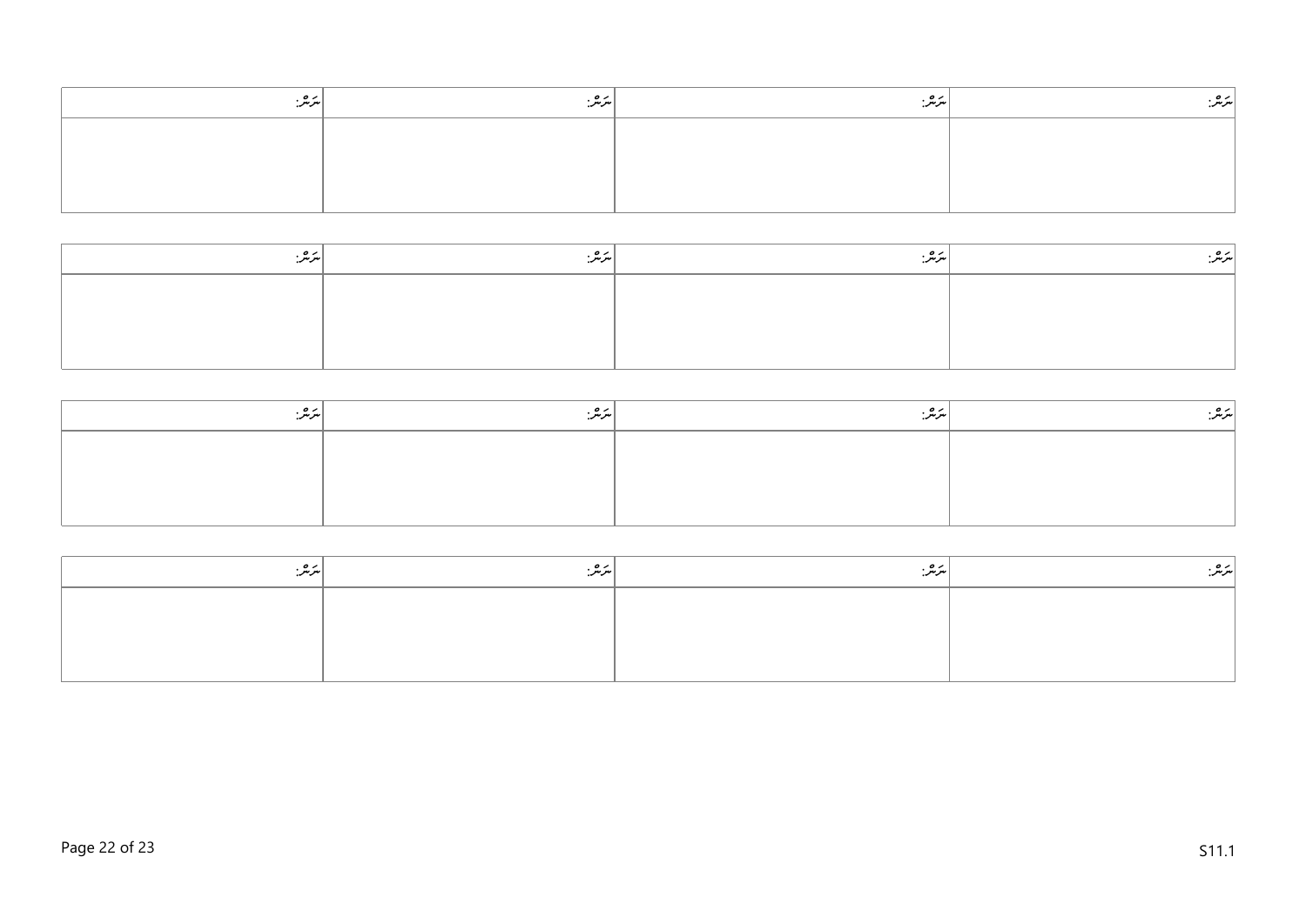| ނަރުދ: | ނަރުދ: | ނަރުދ: | ނަރުދ: |
| --- | --- | --- | --- |
| | | | |

| ނަރުދ: | ނަރުދ: | ނަރުދ: | ނަރުދ: |
| --- | --- | --- | --- |
| | | | |

| ނަރުދ: | ނަރުދ: | ނަރުދ: | ނަރުދ: |
| --- | --- | --- | --- |
| | | | |

| ނަރުދ: | ނަރުދ: | ނަރުދ: | ނަރުދ: |
| --- | --- | --- | --- |
| | | | |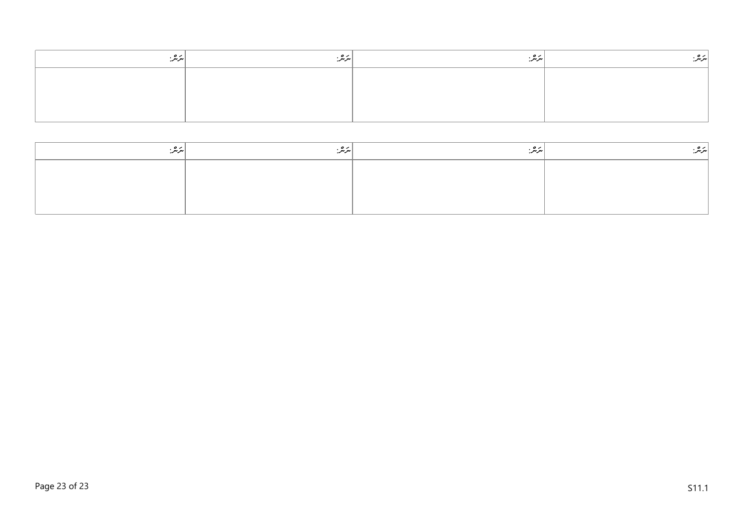| ނަރަނ: | ނަރަނ: | ނަރަނ: | ނަރަނ: |
| --- | --- | --- | --- |
| | | | |

| ނަރަނ: | ނަރަނ: | ނަރަނ: | ނަރަނ: |
| --- | --- | --- | --- |
| | | | |

S11.1